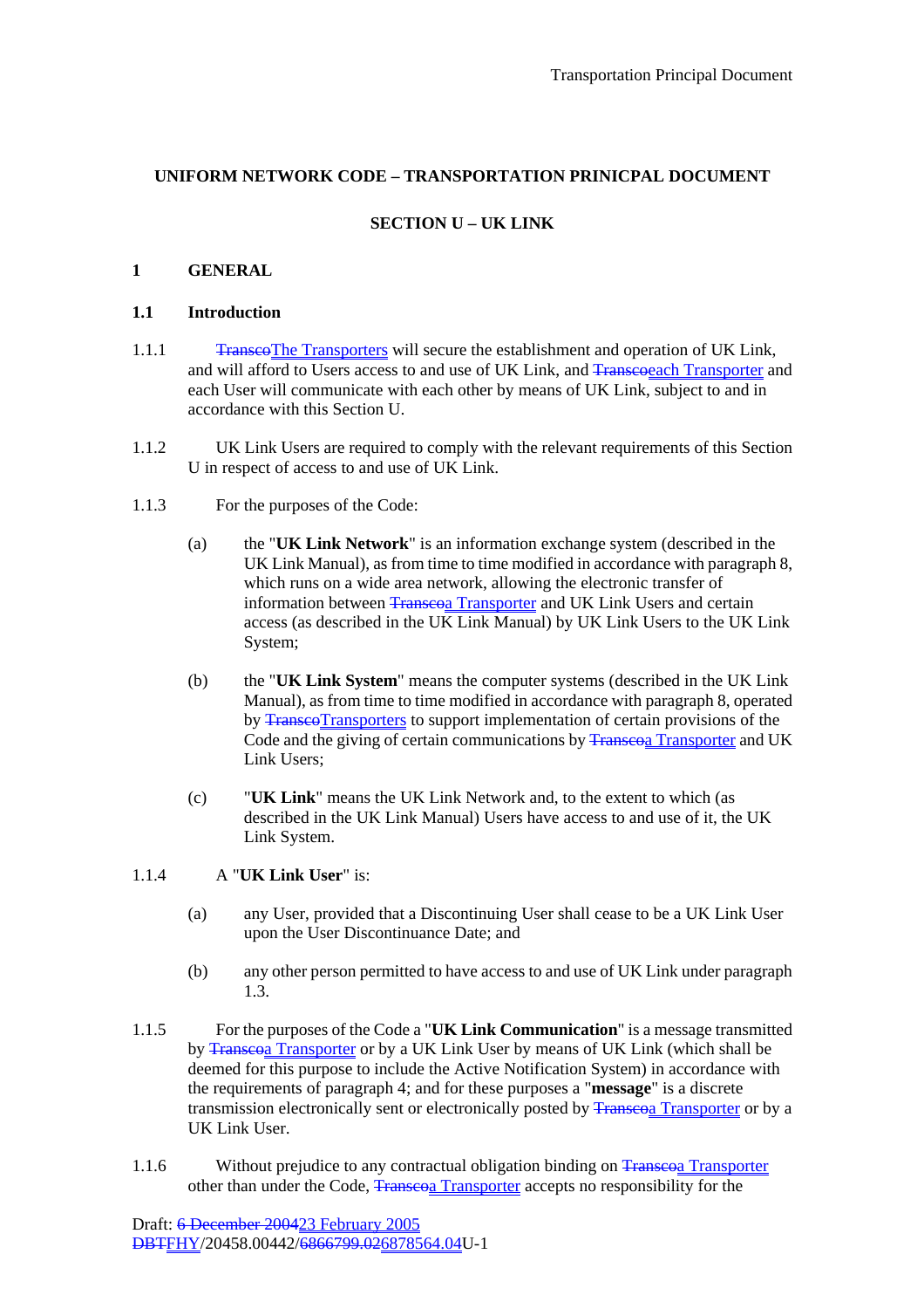**UNIFORM NETWORK CODE – TRANSPORTATION PRINICPAL DOCUMENT**

**SECTION U – UK LINK**

# 1 GENERAL

## 1.1 Introduction

1.1.1 ~~Transco~~The Transporters will secure the establishment and operation of UK Link, and will afford to Users access to and use of UK Link, and ~~Transco~~each Transporter and each User will communicate with each other by means of UK Link, subject to and in accordance with this Section U.

1.1.2 UK Link Users are required to comply with the relevant requirements of this Section U in respect of access to and use of UK Link.

1.1.3 For the purposes of the Code:

(a) the "**UK Link Network**" is an information exchange system (described in the UK Link Manual), as from time to time modified in accordance with paragraph 8, which runs on a wide area network, allowing the electronic transfer of information between ~~Transco~~a Transporter and UK Link Users and certain access (as described in the UK Link Manual) by UK Link Users to the UK Link System;

(b) the "**UK Link System**" means the computer systems (described in the UK Link Manual), as from time to time modified in accordance with paragraph 8, operated by ~~Transco~~Transporters to support implementation of certain provisions of the Code and the giving of certain communications by ~~Transco~~a Transporter and UK Link Users;

(c) "**UK Link**" means the UK Link Network and, to the extent to which (as described in the UK Link Manual) Users have access to and use of it, the UK Link System.

1.1.4 A "**UK Link User**" is:

(a) any User, provided that a Discontinuing User shall cease to be a UK Link User upon the User Discontinuance Date; and

(b) any other person permitted to have access to and use of UK Link under paragraph 1.3.

1.1.5 For the purposes of the Code a "**UK Link Communication**" is a message transmitted by ~~Transco~~a Transporter or by a UK Link User by means of UK Link (which shall be deemed for this purpose to include the Active Notification System) in accordance with the requirements of paragraph 4; and for these purposes a "**message**" is a discrete transmission electronically sent or electronically posted by ~~Transco~~a Transporter or by a UK Link User.

1.1.6 Without prejudice to any contractual obligation binding on ~~Transco~~a Transporter other than under the Code, ~~Transco~~a Transporter accepts no responsibility for the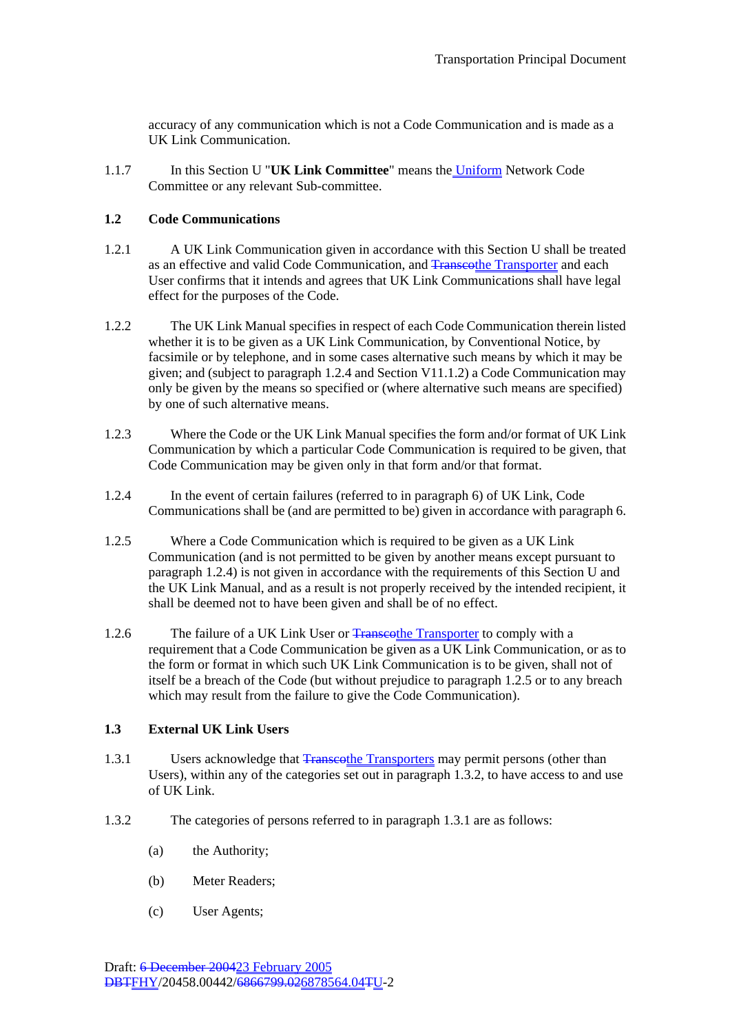accuracy of any communication which is not a Code Communication and is made as a UK Link Communication.

1.1.7 In this Section U "**UK Link Committee**" means the Uniform Network Code Committee or any relevant Sub-committee.

**1.2 Code Communications**

1.2.1 A UK Link Communication given in accordance with this Section U shall be treated as an effective and valid Code Communication, and ~~Transco~~the Transporter and each User confirms that it intends and agrees that UK Link Communications shall have legal effect for the purposes of the Code.

1.2.2 The UK Link Manual specifies in respect of each Code Communication therein listed whether it is to be given as a UK Link Communication, by Conventional Notice, by facsimile or by telephone, and in some cases alternative such means by which it may be given; and (subject to paragraph 1.2.4 and Section V11.1.2) a Code Communication may only be given by the means so specified or (where alternative such means are specified) by one of such alternative means.

1.2.3 Where the Code or the UK Link Manual specifies the form and/or format of UK Link Communication by which a particular Code Communication is required to be given, that Code Communication may be given only in that form and/or that format.

1.2.4 In the event of certain failures (referred to in paragraph 6) of UK Link, Code Communications shall be (and are permitted to be) given in accordance with paragraph 6.

1.2.5 Where a Code Communication which is required to be given as a UK Link Communication (and is not permitted to be given by another means except pursuant to paragraph 1.2.4) is not given in accordance with the requirements of this Section U and the UK Link Manual, and as a result is not properly received by the intended recipient, it shall be deemed not to have been given and shall be of no effect.

1.2.6 The failure of a UK Link User or ~~Transco~~the Transporter to comply with a requirement that a Code Communication be given as a UK Link Communication, or as to the form or format in which such UK Link Communication is to be given, shall not of itself be a breach of the Code (but without prejudice to paragraph 1.2.5 or to any breach which may result from the failure to give the Code Communication).

**1.3 External UK Link Users**

1.3.1 Users acknowledge that ~~Transco~~the Transporters may permit persons (other than Users), within any of the categories set out in paragraph 1.3.2, to have access to and use of UK Link.

1.3.2 The categories of persons referred to in paragraph 1.3.1 are as follows:

(a) the Authority;

(b) Meter Readers;

(c) User Agents;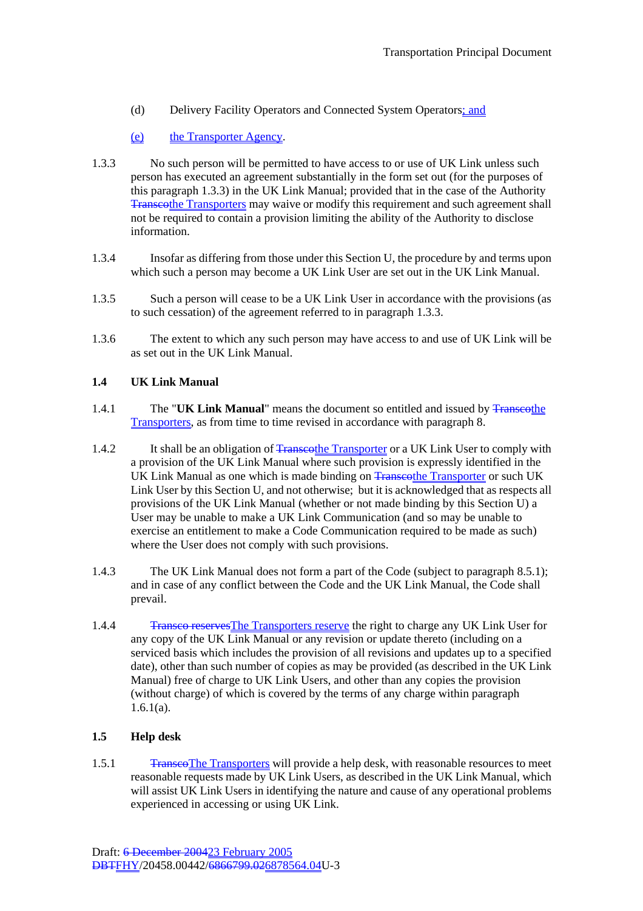(d) Delivery Facility Operators and Connected System Operators; and

(e) the Transporter Agency.

1.3.3 No such person will be permitted to have access to or use of UK Link unless such person has executed an agreement substantially in the form set out (for the purposes of this paragraph 1.3.3) in the UK Link Manual; provided that in the case of the Authority ~~Transco~~the Transporters may waive or modify this requirement and such agreement shall not be required to contain a provision limiting the ability of the Authority to disclose information.

1.3.4 Insofar as differing from those under this Section U, the procedure by and terms upon which such a person may become a UK Link User are set out in the UK Link Manual.

1.3.5 Such a person will cease to be a UK Link User in accordance with the provisions (as to such cessation) of the agreement referred to in paragraph 1.3.3.

1.3.6 The extent to which any such person may have access to and use of UK Link will be as set out in the UK Link Manual.

**1.4 UK Link Manual**

1.4.1 The "**UK Link Manual**" means the document so entitled and issued by ~~Transco~~the Transporters, as from time to time revised in accordance with paragraph 8.

1.4.2 It shall be an obligation of ~~Transco~~the Transporter or a UK Link User to comply with a provision of the UK Link Manual where such provision is expressly identified in the UK Link Manual as one which is made binding on ~~Transco~~the Transporter or such UK Link User by this Section U, and not otherwise; but it is acknowledged that as respects all provisions of the UK Link Manual (whether or not made binding by this Section U) a User may be unable to make a UK Link Communication (and so may be unable to exercise an entitlement to make a Code Communication required to be made as such) where the User does not comply with such provisions.

1.4.3 The UK Link Manual does not form a part of the Code (subject to paragraph 8.5.1); and in case of any conflict between the Code and the UK Link Manual, the Code shall prevail.

1.4.4 ~~Transco reserves~~The Transporters reserve the right to charge any UK Link User for any copy of the UK Link Manual or any revision or update thereto (including on a serviced basis which includes the provision of all revisions and updates up to a specified date), other than such number of copies as may be provided (as described in the UK Link Manual) free of charge to UK Link Users, and other than any copies the provision (without charge) of which is covered by the terms of any charge within paragraph 1.6.1(a).

**1.5 Help desk**

1.5.1 ~~Transco~~The Transporters will provide a help desk, with reasonable resources to meet reasonable requests made by UK Link Users, as described in the UK Link Manual, which will assist UK Link Users in identifying the nature and cause of any operational problems experienced in accessing or using UK Link.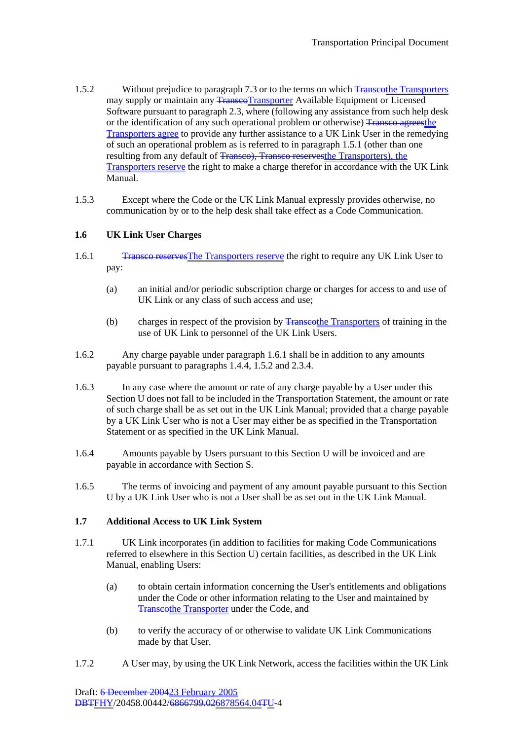1.5.2 Without prejudice to paragraph 7.3 or to the terms on which ~~Transco~~the Transporters may supply or maintain any ~~Transco~~Transporter Available Equipment or Licensed Software pursuant to paragraph 2.3, where (following any assistance from such help desk or the identification of any such operational problem or otherwise) ~~Transco agrees~~the Transporters agree to provide any further assistance to a UK Link User in the remedying of such an operational problem as is referred to in paragraph 1.5.1 (other than one resulting from any default of ~~Transco), Transco reserves~~the Transporters), the Transporters reserve the right to make a charge therefor in accordance with the UK Link Manual.

1.5.3 Except where the Code or the UK Link Manual expressly provides otherwise, no communication by or to the help desk shall take effect as a Code Communication.

### 1.6 UK Link User Charges

1.6.1 ~~Transco reserves~~The Transporters reserve the right to require any UK Link User to pay:

(a) an initial and/or periodic subscription charge or charges for access to and use of UK Link or any class of such access and use;

(b) charges in respect of the provision by ~~Transco~~the Transporters of training in the use of UK Link to personnel of the UK Link Users.

1.6.2 Any charge payable under paragraph 1.6.1 shall be in addition to any amounts payable pursuant to paragraphs 1.4.4, 1.5.2 and 2.3.4.

1.6.3 In any case where the amount or rate of any charge payable by a User under this Section U does not fall to be included in the Transportation Statement, the amount or rate of such charge shall be as set out in the UK Link Manual; provided that a charge payable by a UK Link User who is not a User may either be as specified in the Transportation Statement or as specified in the UK Link Manual.

1.6.4 Amounts payable by Users pursuant to this Section U will be invoiced and are payable in accordance with Section S.

1.6.5 The terms of invoicing and payment of any amount payable pursuant to this Section U by a UK Link User who is not a User shall be as set out in the UK Link Manual.

### 1.7 Additional Access to UK Link System

1.7.1 UK Link incorporates (in addition to facilities for making Code Communications referred to elsewhere in this Section U) certain facilities, as described in the UK Link Manual, enabling Users:

(a) to obtain certain information concerning the User's entitlements and obligations under the Code or other information relating to the User and maintained by ~~Transco~~the Transporter under the Code, and

(b) to verify the accuracy of or otherwise to validate UK Link Communications made by that User.

1.7.2 A User may, by using the UK Link Network, access the facilities within the UK Link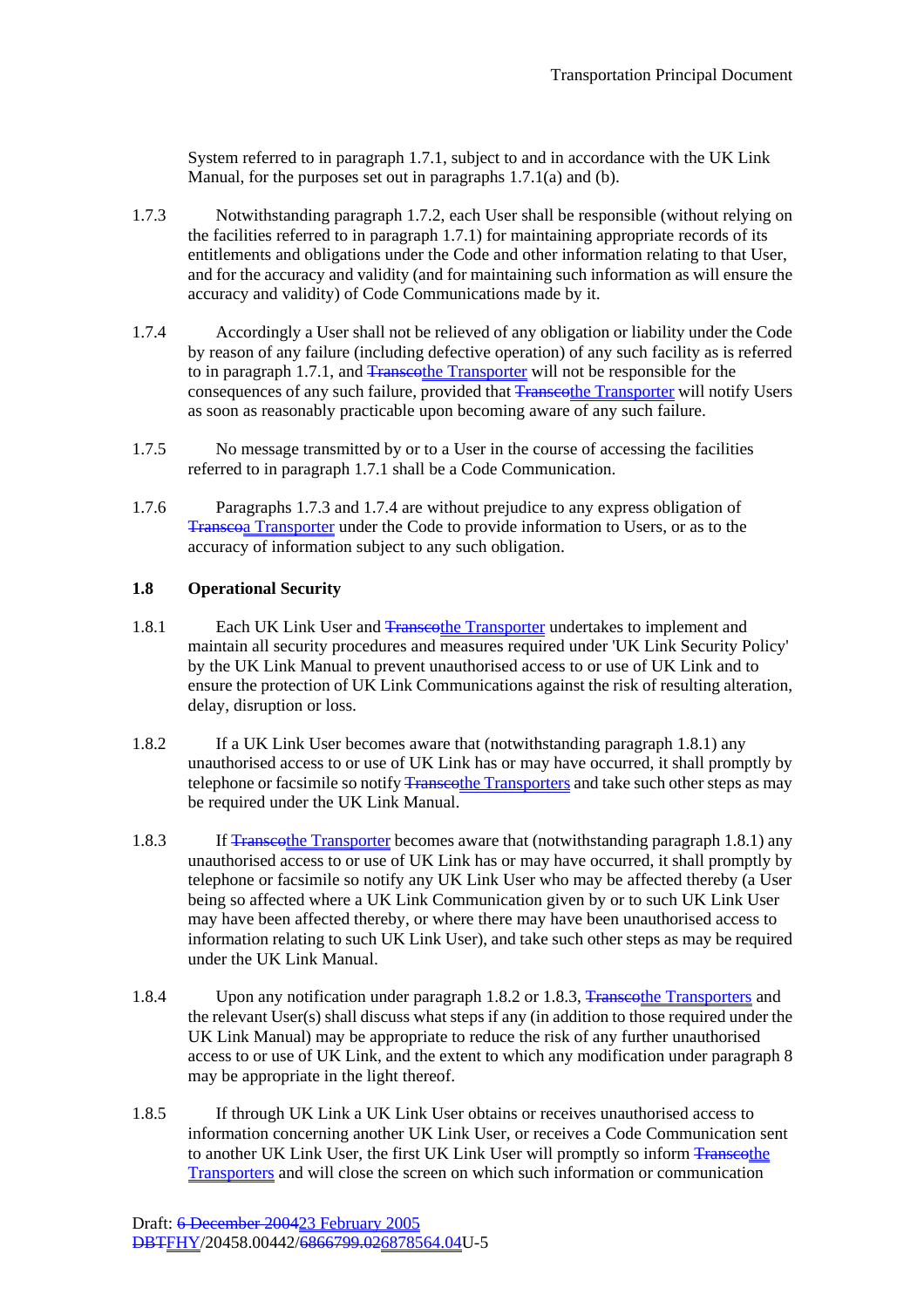System referred to in paragraph 1.7.1, subject to and in accordance with the UK Link Manual, for the purposes set out in paragraphs 1.7.1(a) and (b).

1.7.3 Notwithstanding paragraph 1.7.2, each User shall be responsible (without relying on the facilities referred to in paragraph 1.7.1) for maintaining appropriate records of its entitlements and obligations under the Code and other information relating to that User, and for the accuracy and validity (and for maintaining such information as will ensure the accuracy and validity) of Code Communications made by it.

1.7.4 Accordingly a User shall not be relieved of any obligation or liability under the Code by reason of any failure (including defective operation) of any such facility as is referred to in paragraph 1.7.1, and ~~Transco~~the Transporter will not be responsible for the consequences of any such failure, provided that ~~Transco~~the Transporter will notify Users as soon as reasonably practicable upon becoming aware of any such failure.

1.7.5 No message transmitted by or to a User in the course of accessing the facilities referred to in paragraph 1.7.1 shall be a Code Communication.

1.7.6 Paragraphs 1.7.3 and 1.7.4 are without prejudice to any express obligation of ~~Transco~~a Transporter under the Code to provide information to Users, or as to the accuracy of information subject to any such obligation.

### 1.8 Operational Security

1.8.1 Each UK Link User and ~~Transco~~the Transporter undertakes to implement and maintain all security procedures and measures required under 'UK Link Security Policy' by the UK Link Manual to prevent unauthorised access to or use of UK Link and to ensure the protection of UK Link Communications against the risk of resulting alteration, delay, disruption or loss.

1.8.2 If a UK Link User becomes aware that (notwithstanding paragraph 1.8.1) any unauthorised access to or use of UK Link has or may have occurred, it shall promptly by telephone or facsimile so notify ~~Transco~~the Transporters and take such other steps as may be required under the UK Link Manual.

1.8.3 If ~~Transco~~the Transporter becomes aware that (notwithstanding paragraph 1.8.1) any unauthorised access to or use of UK Link has or may have occurred, it shall promptly by telephone or facsimile so notify any UK Link User who may be affected thereby (a User being so affected where a UK Link Communication given by or to such UK Link User may have been affected thereby, or where there may have been unauthorised access to information relating to such UK Link User), and take such other steps as may be required under the UK Link Manual.

1.8.4 Upon any notification under paragraph 1.8.2 or 1.8.3, ~~Transco~~the Transporters and the relevant User(s) shall discuss what steps if any (in addition to those required under the UK Link Manual) may be appropriate to reduce the risk of any further unauthorised access to or use of UK Link, and the extent to which any modification under paragraph 8 may be appropriate in the light thereof.

1.8.5 If through UK Link a UK Link User obtains or receives unauthorised access to information concerning another UK Link User, or receives a Code Communication sent to another UK Link User, the first UK Link User will promptly so inform ~~Transco~~the Transporters and will close the screen on which such information or communication

Draft: ~~6 December 2004~~23 February 2005
~~DBT~~FHY/20458.00442/~~6866799.02~~6878564.04U-5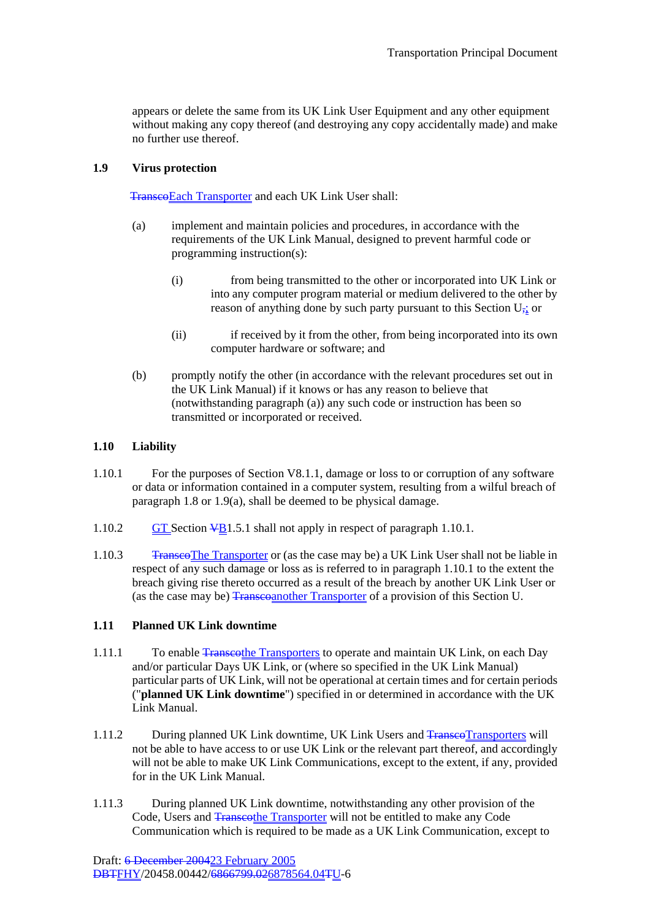appears or delete the same from its UK Link User Equipment and any other equipment without making any copy thereof (and destroying any copy accidentally made) and make no further use thereof.

**1.9 Virus protection**

~~Transco~~Each Transporter and each UK Link User shall:

(a) implement and maintain policies and procedures, in accordance with the requirements of the UK Link Manual, designed to prevent harmful code or programming instruction(s):

(i) from being transmitted to the other or incorporated into UK Link or into any computer program material or medium delivered to the other by reason of anything done by such party pursuant to this Section U~~,~~; or

(ii) if received by it from the other, from being incorporated into its own computer hardware or software; and

(b) promptly notify the other (in accordance with the relevant procedures set out in the UK Link Manual) if it knows or has any reason to believe that (notwithstanding paragraph (a)) any such code or instruction has been so transmitted or incorporated or received.

**1.10 Liability**

1.10.1 For the purposes of Section V8.1.1, damage or loss to or corruption of any software or data or information contained in a computer system, resulting from a wilful breach of paragraph 1.8 or 1.9(a), shall be deemed to be physical damage.

1.10.2 GT Section ~~V~~B1.5.1 shall not apply in respect of paragraph 1.10.1.

1.10.3 ~~Transco~~The Transporter or (as the case may be) a UK Link User shall not be liable in respect of any such damage or loss as is referred to in paragraph 1.10.1 to the extent the breach giving rise thereto occurred as a result of the breach by another UK Link User or (as the case may be) ~~Transco~~another Transporter of a provision of this Section U.

**1.11 Planned UK Link downtime**

1.11.1 To enable ~~Transco~~the Transporters to operate and maintain UK Link, on each Day and/or particular Days UK Link, or (where so specified in the UK Link Manual) particular parts of UK Link, will not be operational at certain times and for certain periods ("**planned UK Link downtime**") specified in or determined in accordance with the UK Link Manual.

1.11.2 During planned UK Link downtime, UK Link Users and ~~Transco~~Transporters will not be able to have access to or use UK Link or the relevant part thereof, and accordingly will not be able to make UK Link Communications, except to the extent, if any, provided for in the UK Link Manual.

1.11.3 During planned UK Link downtime, notwithstanding any other provision of the Code, Users and ~~Transco~~the Transporter will not be entitled to make any Code Communication which is required to be made as a UK Link Communication, except to

Draft: ~~6 December 2004~~23 February 2005
~~DBT~~FHY/20458.00442/~~6866799.02~~6878564.04~~T~~U-6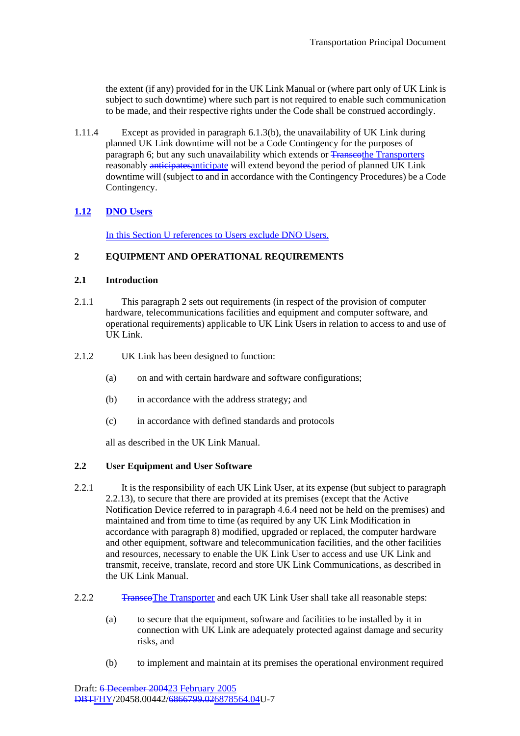the extent (if any) provided for in the UK Link Manual or (where part only of UK Link is subject to such downtime) where such part is not required to enable such communication to be made, and their respective rights under the Code shall be construed accordingly.

1.11.4 Except as provided in paragraph 6.1.3(b), the unavailability of UK Link during planned UK Link downtime will not be a Code Contingency for the purposes of paragraph 6; but any such unavailability which extends or ~~Transco~~the Transporters reasonably ~~anticipates~~anticipate will extend beyond the period of planned UK Link downtime will (subject to and in accordance with the Contingency Procedures) be a Code Contingency.

### 1.12 DNO Users

In this Section U references to Users exclude DNO Users.

## 2 EQUIPMENT AND OPERATIONAL REQUIREMENTS

### 2.1 Introduction

2.1.1 This paragraph 2 sets out requirements (in respect of the provision of computer hardware, telecommunications facilities and equipment and computer software, and operational requirements) applicable to UK Link Users in relation to access to and use of UK Link.

2.1.2 UK Link has been designed to function:

(a) on and with certain hardware and software configurations;

(b) in accordance with the address strategy; and

(c) in accordance with defined standards and protocols

all as described in the UK Link Manual.

### 2.2 User Equipment and User Software

2.2.1 It is the responsibility of each UK Link User, at its expense (but subject to paragraph 2.2.13), to secure that there are provided at its premises (except that the Active Notification Device referred to in paragraph 4.6.4 need not be held on the premises) and maintained and from time to time (as required by any UK Link Modification in accordance with paragraph 8) modified, upgraded or replaced, the computer hardware and other equipment, software and telecommunication facilities, and the other facilities and resources, necessary to enable the UK Link User to access and use UK Link and transmit, receive, translate, record and store UK Link Communications, as described in the UK Link Manual.

2.2.2 ~~Transco~~The Transporter and each UK Link User shall take all reasonable steps:

(a) to secure that the equipment, software and facilities to be installed by it in connection with UK Link are adequately protected against damage and security risks, and

(b) to implement and maintain at its premises the operational environment required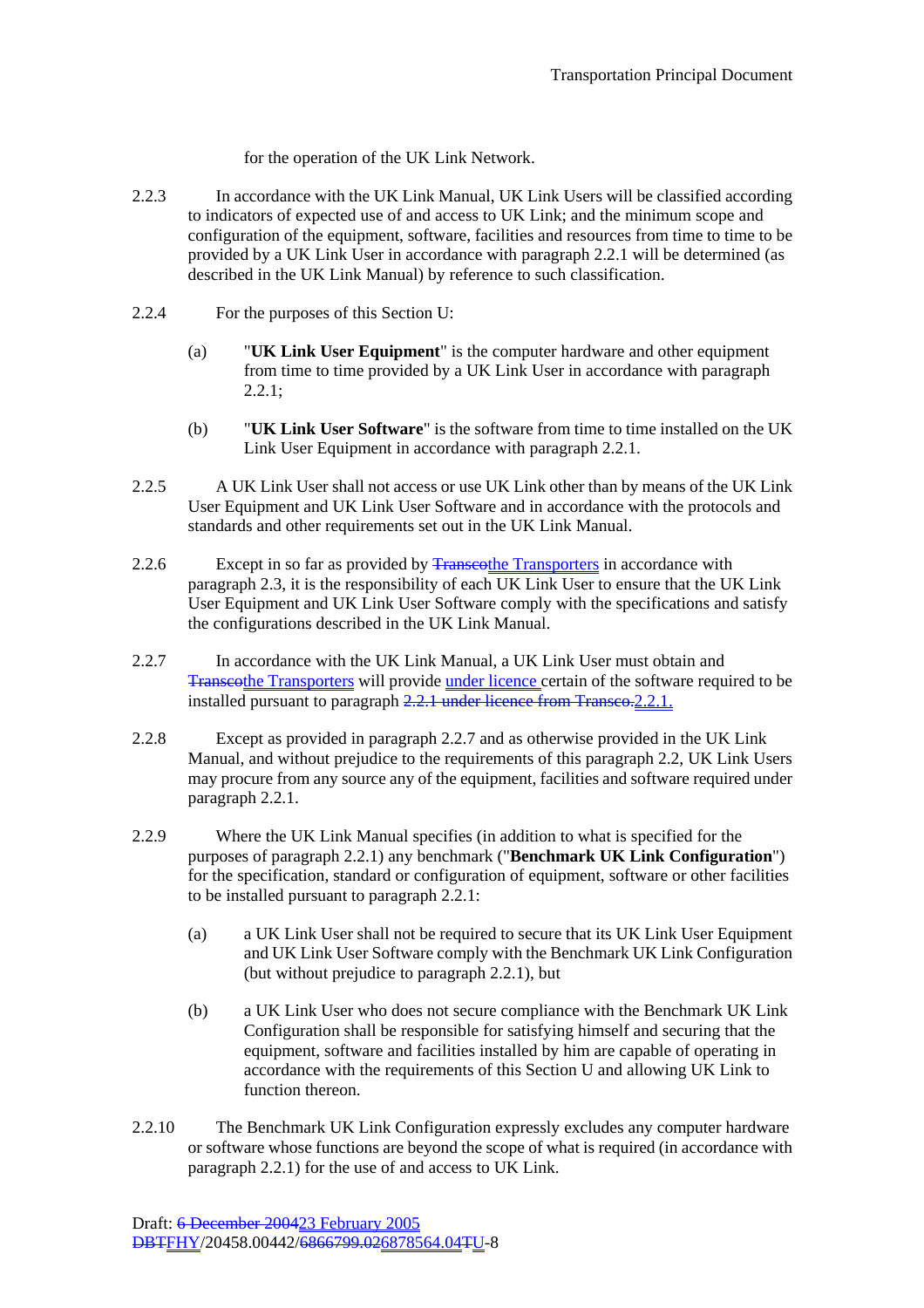for the operation of the UK Link Network.

2.2.3 In accordance with the UK Link Manual, UK Link Users will be classified according to indicators of expected use of and access to UK Link; and the minimum scope and configuration of the equipment, software, facilities and resources from time to time to be provided by a UK Link User in accordance with paragraph 2.2.1 will be determined (as described in the UK Link Manual) by reference to such classification.

2.2.4 For the purposes of this Section U:

(a) "**UK Link User Equipment**" is the computer hardware and other equipment from time to time provided by a UK Link User in accordance with paragraph 2.2.1;

(b) "**UK Link User Software**" is the software from time to time installed on the UK Link User Equipment in accordance with paragraph 2.2.1.

2.2.5 A UK Link User shall not access or use UK Link other than by means of the UK Link User Equipment and UK Link User Software and in accordance with the protocols and standards and other requirements set out in the UK Link Manual.

2.2.6 Except in so far as provided by ~~Transco~~the Transporters in accordance with paragraph 2.3, it is the responsibility of each UK Link User to ensure that the UK Link User Equipment and UK Link User Software comply with the specifications and satisfy the configurations described in the UK Link Manual.

2.2.7 In accordance with the UK Link Manual, a UK Link User must obtain and ~~Transco~~the Transporters will provide under licence certain of the software required to be installed pursuant to paragraph ~~2.2.1 under licence from Transco.~~2.2.1.

2.2.8 Except as provided in paragraph 2.2.7 and as otherwise provided in the UK Link Manual, and without prejudice to the requirements of this paragraph 2.2, UK Link Users may procure from any source any of the equipment, facilities and software required under paragraph 2.2.1.

2.2.9 Where the UK Link Manual specifies (in addition to what is specified for the purposes of paragraph 2.2.1) any benchmark ("**Benchmark UK Link Configuration**") for the specification, standard or configuration of equipment, software or other facilities to be installed pursuant to paragraph 2.2.1:

(a) a UK Link User shall not be required to secure that its UK Link User Equipment and UK Link User Software comply with the Benchmark UK Link Configuration (but without prejudice to paragraph 2.2.1), but

(b) a UK Link User who does not secure compliance with the Benchmark UK Link Configuration shall be responsible for satisfying himself and securing that the equipment, software and facilities installed by him are capable of operating in accordance with the requirements of this Section U and allowing UK Link to function thereon.

2.2.10 The Benchmark UK Link Configuration expressly excludes any computer hardware or software whose functions are beyond the scope of what is required (in accordance with paragraph 2.2.1) for the use of and access to UK Link.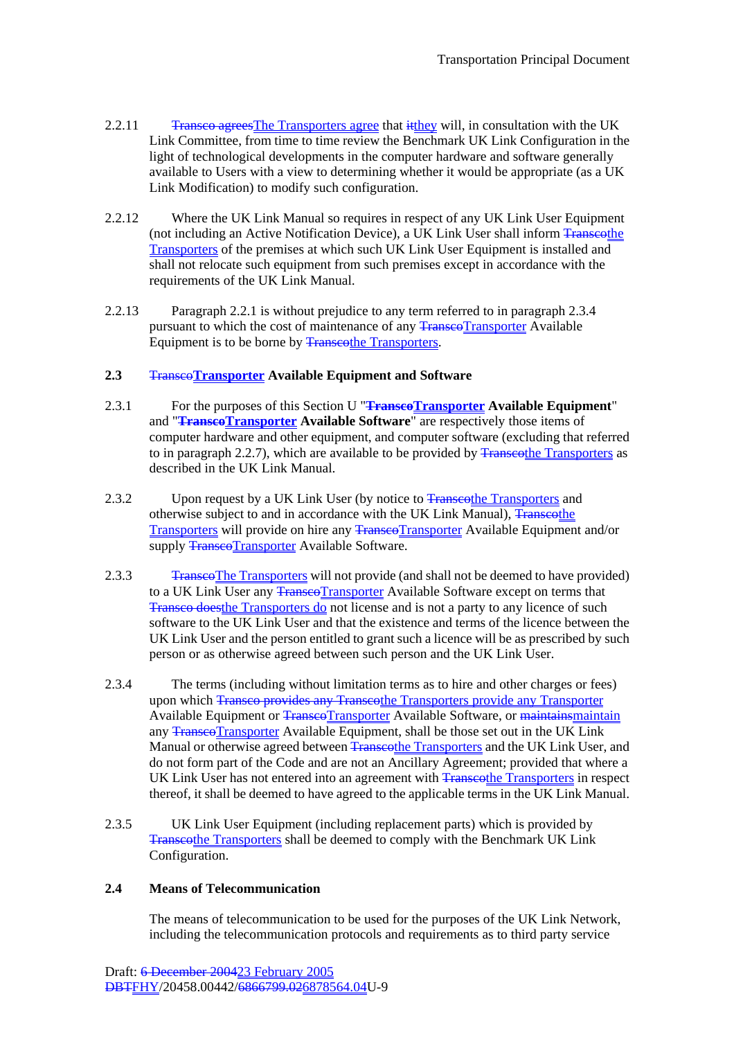2.2.11 ~~Transco agrees~~The Transporters agree that ~~it~~they will, in consultation with the UK Link Committee, from time to time review the Benchmark UK Link Configuration in the light of technological developments in the computer hardware and software generally available to Users with a view to determining whether it would be appropriate (as a UK Link Modification) to modify such configuration.

2.2.12 Where the UK Link Manual so requires in respect of any UK Link User Equipment (not including an Active Notification Device), a UK Link User shall inform ~~Transco~~the Transporters of the premises at which such UK Link User Equipment is installed and shall not relocate such equipment from such premises except in accordance with the requirements of the UK Link Manual.

2.2.13 Paragraph 2.2.1 is without prejudice to any term referred to in paragraph 2.3.4 pursuant to which the cost of maintenance of any ~~Transco~~Transporter Available Equipment is to be borne by ~~Transco~~the Transporters.

### 2.3 ~~Transco~~Transporter Available Equipment and Software

2.3.1 For the purposes of this Section U "**~~Transco~~Transporter Available Equipment**" and "**~~Transco~~Transporter Available Software**" are respectively those items of computer hardware and other equipment, and computer software (excluding that referred to in paragraph 2.2.7), which are available to be provided by ~~Transco~~the Transporters as described in the UK Link Manual.

2.3.2 Upon request by a UK Link User (by notice to ~~Transco~~the Transporters and otherwise subject to and in accordance with the UK Link Manual), ~~Transco~~the Transporters will provide on hire any ~~Transco~~Transporter Available Equipment and/or supply ~~Transco~~Transporter Available Software.

2.3.3 ~~Transco~~The Transporters will not provide (and shall not be deemed to have provided) to a UK Link User any ~~Transco~~Transporter Available Software except on terms that ~~Transco does~~the Transporters do not license and is not a party to any licence of such software to the UK Link User and that the existence and terms of the licence between the UK Link User and the person entitled to grant such a licence will be as prescribed by such person or as otherwise agreed between such person and the UK Link User.

2.3.4 The terms (including without limitation terms as to hire and other charges or fees) upon which ~~Transco provides any Transco~~the Transporters provide any Transporter Available Equipment or ~~Transco~~Transporter Available Software, or ~~maintains~~maintain any ~~Transco~~Transporter Available Equipment, shall be those set out in the UK Link Manual or otherwise agreed between ~~Transco~~the Transporters and the UK Link User, and do not form part of the Code and are not an Ancillary Agreement; provided that where a UK Link User has not entered into an agreement with ~~Transco~~the Transporters in respect thereof, it shall be deemed to have agreed to the applicable terms in the UK Link Manual.

2.3.5 UK Link User Equipment (including replacement parts) which is provided by ~~Transco~~the Transporters shall be deemed to comply with the Benchmark UK Link Configuration.

### 2.4 Means of Telecommunication

The means of telecommunication to be used for the purposes of the UK Link Network, including the telecommunication protocols and requirements as to third party service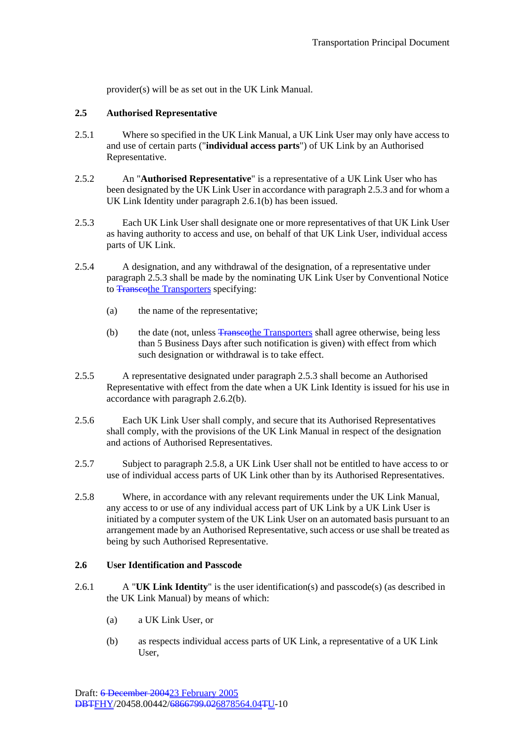provider(s) will be as set out in the UK Link Manual.

**2.5 Authorised Representative**

2.5.1 Where so specified in the UK Link Manual, a UK Link User may only have access to and use of certain parts ("**individual access parts**") of UK Link by an Authorised Representative.

2.5.2 An "**Authorised Representative**" is a representative of a UK Link User who has been designated by the UK Link User in accordance with paragraph 2.5.3 and for whom a UK Link Identity under paragraph 2.6.1(b) has been issued.

2.5.3 Each UK Link User shall designate one or more representatives of that UK Link User as having authority to access and use, on behalf of that UK Link User, individual access parts of UK Link.

2.5.4 A designation, and any withdrawal of the designation, of a representative under paragraph 2.5.3 shall be made by the nominating UK Link User by Conventional Notice to ~~Transco~~the Transporters specifying:

(a) the name of the representative;

(b) the date (not, unless ~~Transco~~the Transporters shall agree otherwise, being less than 5 Business Days after such notification is given) with effect from which such designation or withdrawal is to take effect.

2.5.5 A representative designated under paragraph 2.5.3 shall become an Authorised Representative with effect from the date when a UK Link Identity is issued for his use in accordance with paragraph 2.6.2(b).

2.5.6 Each UK Link User shall comply, and secure that its Authorised Representatives shall comply, with the provisions of the UK Link Manual in respect of the designation and actions of Authorised Representatives.

2.5.7 Subject to paragraph 2.5.8, a UK Link User shall not be entitled to have access to or use of individual access parts of UK Link other than by its Authorised Representatives.

2.5.8 Where, in accordance with any relevant requirements under the UK Link Manual, any access to or use of any individual access part of UK Link by a UK Link User is initiated by a computer system of the UK Link User on an automated basis pursuant to an arrangement made by an Authorised Representative, such access or use shall be treated as being by such Authorised Representative.

**2.6 User Identification and Passcode**

2.6.1 A "**UK Link Identity**" is the user identification(s) and passcode(s) (as described in the UK Link Manual) by means of which:

(a) a UK Link User, or

(b) as respects individual access parts of UK Link, a representative of a UK Link User,

Draft: ~~6 December 2004~~23 February 2005
~~DBT~~FHY/20458.00442/~~6866799.02~~6878564.04~~T~~U-10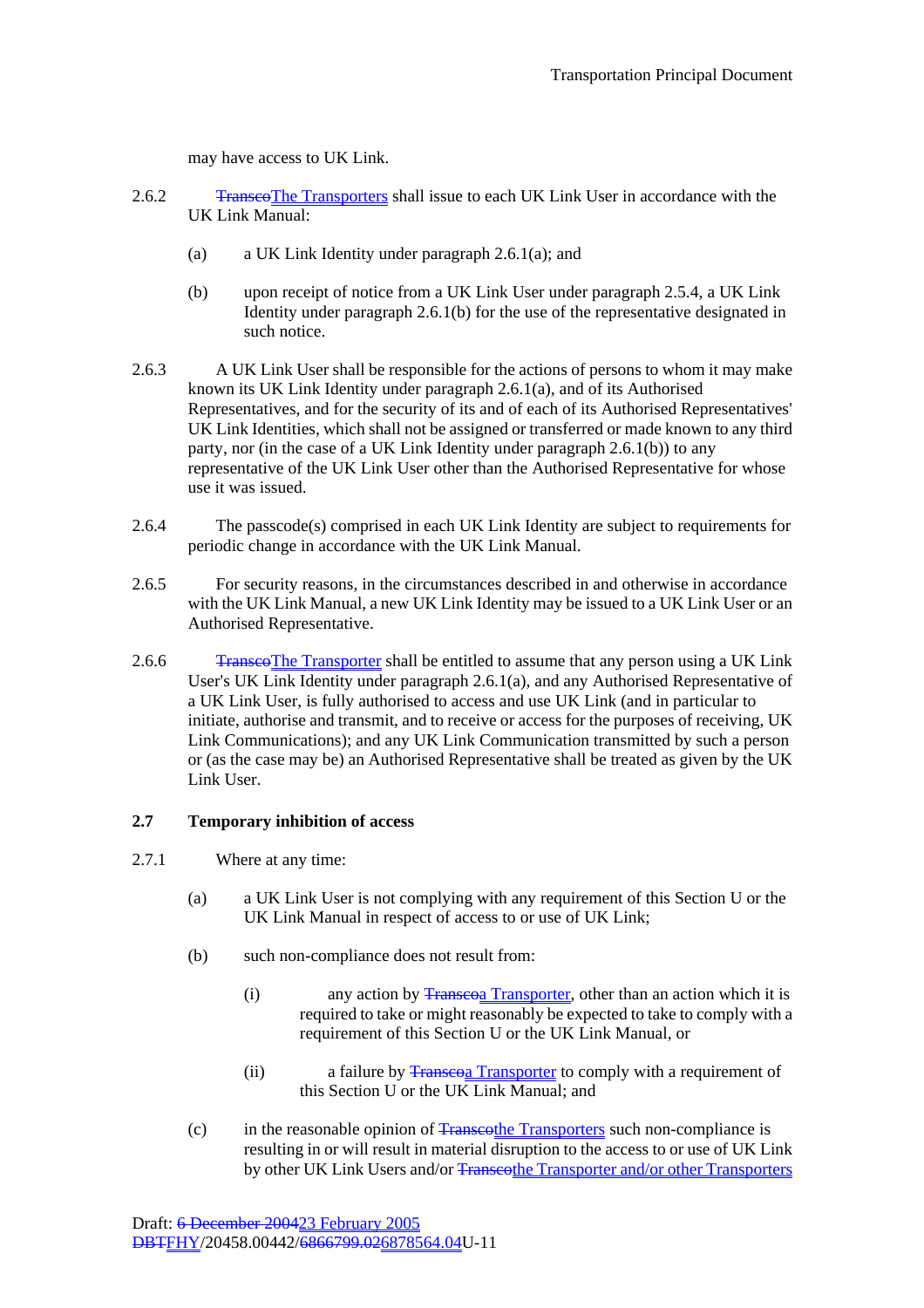may have access to UK Link.

2.6.2 ~~Transco~~The Transporters shall issue to each UK Link User in accordance with the UK Link Manual:

(a) a UK Link Identity under paragraph 2.6.1(a); and

(b) upon receipt of notice from a UK Link User under paragraph 2.5.4, a UK Link Identity under paragraph 2.6.1(b) for the use of the representative designated in such notice.

2.6.3 A UK Link User shall be responsible for the actions of persons to whom it may make known its UK Link Identity under paragraph 2.6.1(a), and of its Authorised Representatives, and for the security of its and of each of its Authorised Representatives' UK Link Identities, which shall not be assigned or transferred or made known to any third party, nor (in the case of a UK Link Identity under paragraph 2.6.1(b)) to any representative of the UK Link User other than the Authorised Representative for whose use it was issued.

2.6.4 The passcode(s) comprised in each UK Link Identity are subject to requirements for periodic change in accordance with the UK Link Manual.

2.6.5 For security reasons, in the circumstances described in and otherwise in accordance with the UK Link Manual, a new UK Link Identity may be issued to a UK Link User or an Authorised Representative.

2.6.6 ~~Transco~~The Transporter shall be entitled to assume that any person using a UK Link User's UK Link Identity under paragraph 2.6.1(a), and any Authorised Representative of a UK Link User, is fully authorised to access and use UK Link (and in particular to initiate, authorise and transmit, and to receive or access for the purposes of receiving, UK Link Communications); and any UK Link Communication transmitted by such a person or (as the case may be) an Authorised Representative shall be treated as given by the UK Link User.

**2.7 Temporary inhibition of access**

2.7.1 Where at any time:

(a) a UK Link User is not complying with any requirement of this Section U or the UK Link Manual in respect of access to or use of UK Link;

(b) such non-compliance does not result from:

(i) any action by ~~Transco~~a Transporter, other than an action which it is required to take or might reasonably be expected to take to comply with a requirement of this Section U or the UK Link Manual, or

(ii) a failure by ~~Transco~~a Transporter to comply with a requirement of this Section U or the UK Link Manual; and

(c) in the reasonable opinion of ~~Transco~~the Transporters such non-compliance is resulting in or will result in material disruption to the access to or use of UK Link by other UK Link Users and/or ~~Transco~~the Transporter and/or other Transporters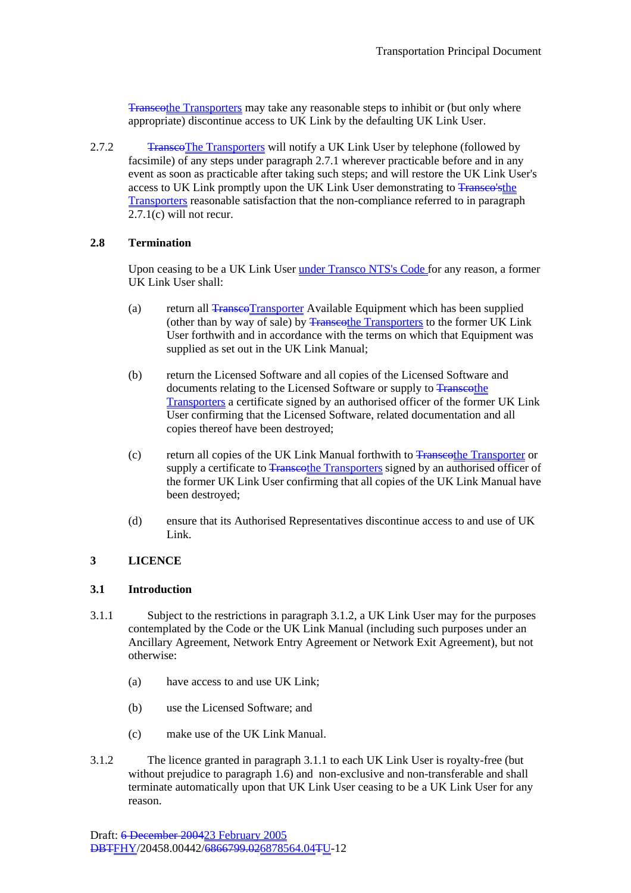~~Transco~~the Transporters may take any reasonable steps to inhibit or (but only where appropriate) discontinue access to UK Link by the defaulting UK Link User.

2.7.2 ~~Transco~~The Transporters will notify a UK Link User by telephone (followed by facsimile) of any steps under paragraph 2.7.1 wherever practicable before and in any event as soon as practicable after taking such steps; and will restore the UK Link User's access to UK Link promptly upon the UK Link User demonstrating to ~~Transco's~~the Transporters reasonable satisfaction that the non-compliance referred to in paragraph 2.7.1(c) will not recur.

### 2.8 Termination

Upon ceasing to be a UK Link User under Transco NTS's Code for any reason, a former UK Link User shall:

(a) return all ~~Transco~~Transporter Available Equipment which has been supplied (other than by way of sale) by ~~Transco~~the Transporters to the former UK Link User forthwith and in accordance with the terms on which that Equipment was supplied as set out in the UK Link Manual;

(b) return the Licensed Software and all copies of the Licensed Software and documents relating to the Licensed Software or supply to ~~Transco~~the Transporters a certificate signed by an authorised officer of the former UK Link User confirming that the Licensed Software, related documentation and all copies thereof have been destroyed;

(c) return all copies of the UK Link Manual forthwith to ~~Transco~~the Transporter or supply a certificate to ~~Transco~~the Transporters signed by an authorised officer of the former UK Link User confirming that all copies of the UK Link Manual have been destroyed;

(d) ensure that its Authorised Representatives discontinue access to and use of UK Link.

## 3 LICENCE

### 3.1 Introduction

3.1.1 Subject to the restrictions in paragraph 3.1.2, a UK Link User may for the purposes contemplated by the Code or the UK Link Manual (including such purposes under an Ancillary Agreement, Network Entry Agreement or Network Exit Agreement), but not otherwise:

(a) have access to and use UK Link;

(b) use the Licensed Software; and

(c) make use of the UK Link Manual.

3.1.2 The licence granted in paragraph 3.1.1 to each UK Link User is royalty-free (but without prejudice to paragraph 1.6) and non-exclusive and non-transferable and shall terminate automatically upon that UK Link User ceasing to be a UK Link User for any reason.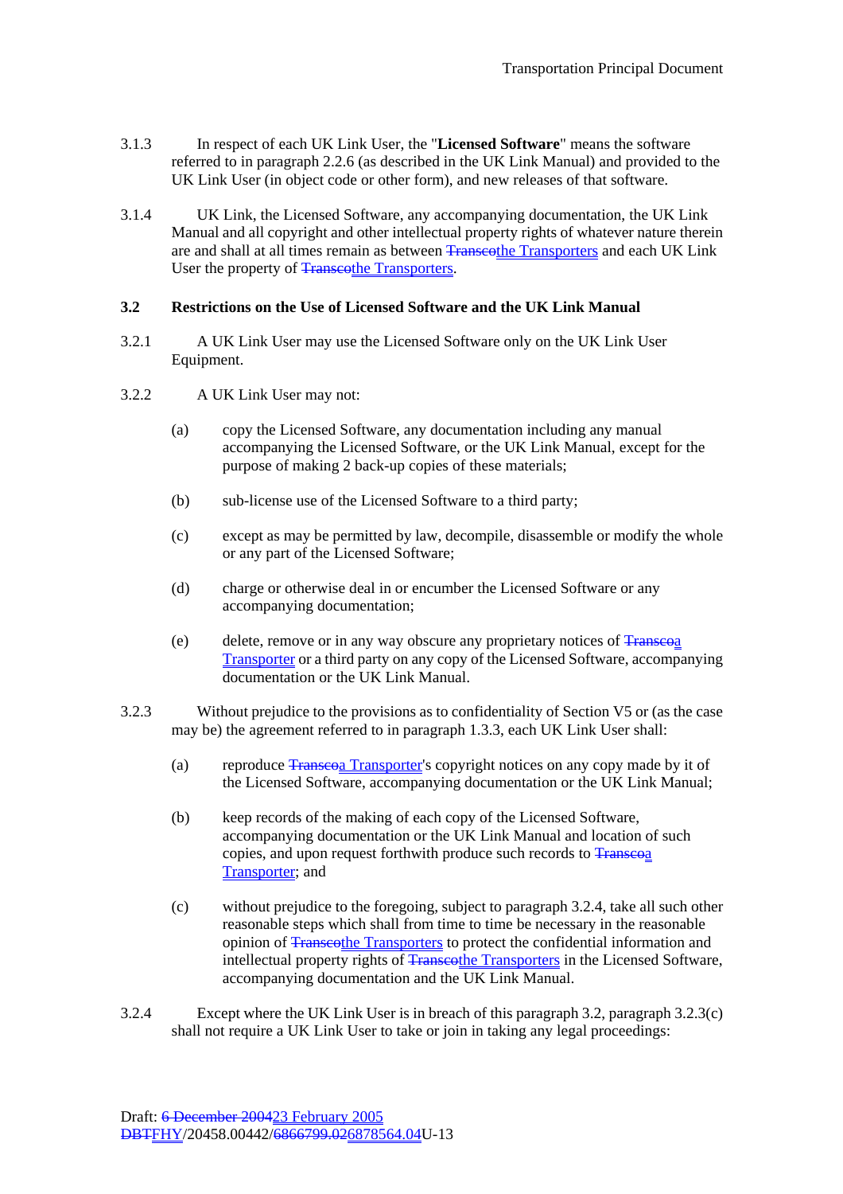3.1.3 In respect of each UK Link User, the "**Licensed Software**" means the software referred to in paragraph 2.2.6 (as described in the UK Link Manual) and provided to the UK Link User (in object code or other form), and new releases of that software.

3.1.4 UK Link, the Licensed Software, any accompanying documentation, the UK Link Manual and all copyright and other intellectual property rights of whatever nature therein are and shall at all times remain as between ~~Transco~~the Transporters and each UK Link User the property of ~~Transco~~the Transporters.

**3.2 Restrictions on the Use of Licensed Software and the UK Link Manual**

3.2.1 A UK Link User may use the Licensed Software only on the UK Link User Equipment.

3.2.2 A UK Link User may not:

(a) copy the Licensed Software, any documentation including any manual accompanying the Licensed Software, or the UK Link Manual, except for the purpose of making 2 back-up copies of these materials;

(b) sub-license use of the Licensed Software to a third party;

(c) except as may be permitted by law, decompile, disassemble or modify the whole or any part of the Licensed Software;

(d) charge or otherwise deal in or encumber the Licensed Software or any accompanying documentation;

(e) delete, remove or in any way obscure any proprietary notices of ~~Transco~~a Transporter or a third party on any copy of the Licensed Software, accompanying documentation or the UK Link Manual.

3.2.3 Without prejudice to the provisions as to confidentiality of Section V5 or (as the case may be) the agreement referred to in paragraph 1.3.3, each UK Link User shall:

(a) reproduce ~~Transco~~a Transporter's copyright notices on any copy made by it of the Licensed Software, accompanying documentation or the UK Link Manual;

(b) keep records of the making of each copy of the Licensed Software, accompanying documentation or the UK Link Manual and location of such copies, and upon request forthwith produce such records to ~~Transco~~a Transporter; and

(c) without prejudice to the foregoing, subject to paragraph 3.2.4, take all such other reasonable steps which shall from time to time be necessary in the reasonable opinion of ~~Transco~~the Transporters to protect the confidential information and intellectual property rights of ~~Transco~~the Transporters in the Licensed Software, accompanying documentation and the UK Link Manual.

3.2.4 Except where the UK Link User is in breach of this paragraph 3.2, paragraph 3.2.3(c) shall not require a UK Link User to take or join in taking any legal proceedings: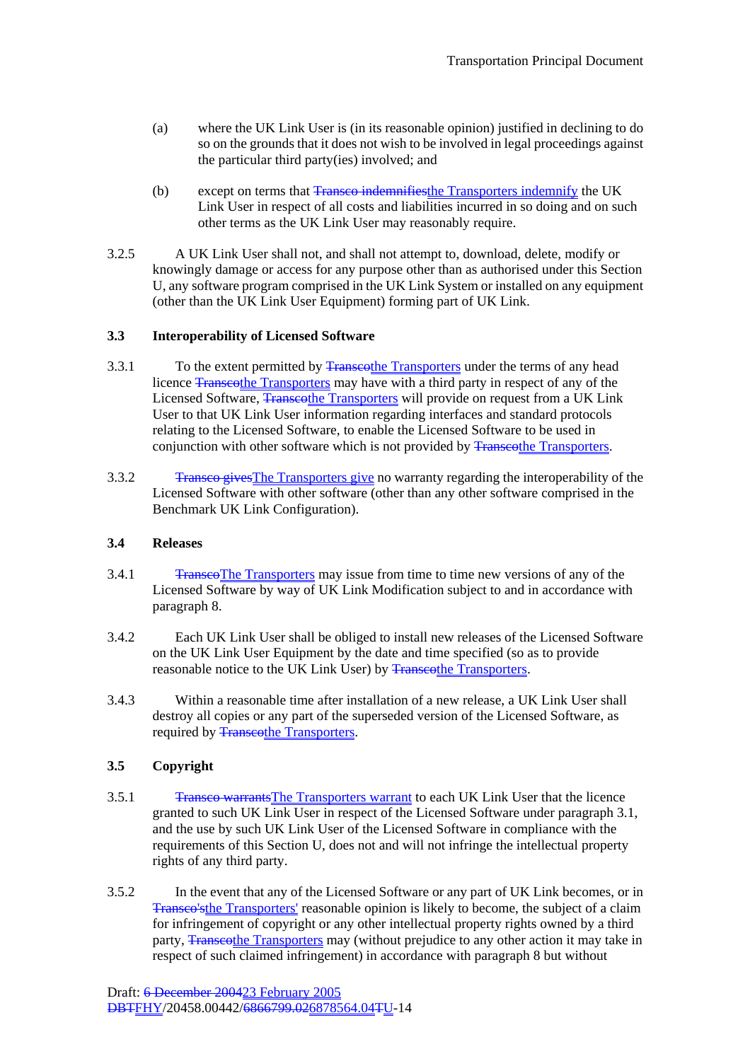(a) where the UK Link User is (in its reasonable opinion) justified in declining to do so on the grounds that it does not wish to be involved in legal proceedings against the particular third party(ies) involved; and

(b) except on terms that ~~Transco indemnifies~~the Transporters indemnify the UK Link User in respect of all costs and liabilities incurred in so doing and on such other terms as the UK Link User may reasonably require.

3.2.5 A UK Link User shall not, and shall not attempt to, download, delete, modify or knowingly damage or access for any purpose other than as authorised under this Section U, any software program comprised in the UK Link System or installed on any equipment (other than the UK Link User Equipment) forming part of UK Link.

**3.3 Interoperability of Licensed Software**

3.3.1 To the extent permitted by ~~Transco~~the Transporters under the terms of any head licence ~~Transco~~the Transporters may have with a third party in respect of any of the Licensed Software, ~~Transco~~the Transporters will provide on request from a UK Link User to that UK Link User information regarding interfaces and standard protocols relating to the Licensed Software, to enable the Licensed Software to be used in conjunction with other software which is not provided by ~~Transco~~the Transporters.

3.3.2 ~~Transco gives~~The Transporters give no warranty regarding the interoperability of the Licensed Software with other software (other than any other software comprised in the Benchmark UK Link Configuration).

**3.4 Releases**

3.4.1 ~~Transco~~The Transporters may issue from time to time new versions of any of the Licensed Software by way of UK Link Modification subject to and in accordance with paragraph 8.

3.4.2 Each UK Link User shall be obliged to install new releases of the Licensed Software on the UK Link User Equipment by the date and time specified (so as to provide reasonable notice to the UK Link User) by ~~Transco~~the Transporters.

3.4.3 Within a reasonable time after installation of a new release, a UK Link User shall destroy all copies or any part of the superseded version of the Licensed Software, as required by ~~Transco~~the Transporters.

**3.5 Copyright**

3.5.1 ~~Transco warrants~~The Transporters warrant to each UK Link User that the licence granted to such UK Link User in respect of the Licensed Software under paragraph 3.1, and the use by such UK Link User of the Licensed Software in compliance with the requirements of this Section U, does not and will not infringe the intellectual property rights of any third party.

3.5.2 In the event that any of the Licensed Software or any part of UK Link becomes, or in ~~Transco's~~the Transporters' reasonable opinion is likely to become, the subject of a claim for infringement of copyright or any other intellectual property rights owned by a third party, ~~Transco~~the Transporters may (without prejudice to any other action it may take in respect of such claimed infringement) in accordance with paragraph 8 but without

Draft: ~~6 December 2004~~23 February 2005
~~DBT~~FHY/20458.00442/~~6866799.02~~6878564.04~~T~~U-14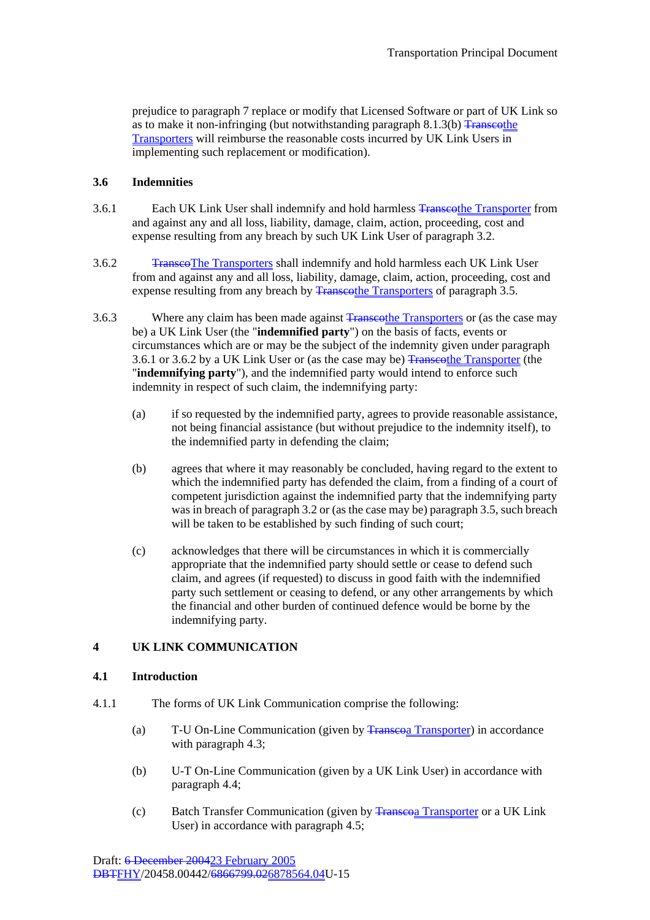prejudice to paragraph 7 replace or modify that Licensed Software or part of UK Link so as to make it non-infringing (but notwithstanding paragraph 8.1.3(b) ~~Transco~~the Transporters will reimburse the reasonable costs incurred by UK Link Users in implementing such replacement or modification).

### 3.6 Indemnities

3.6.1 Each UK Link User shall indemnify and hold harmless ~~Transco~~the Transporter from and against any and all loss, liability, damage, claim, action, proceeding, cost and expense resulting from any breach by such UK Link User of paragraph 3.2.

3.6.2 ~~Transco~~The Transporters shall indemnify and hold harmless each UK Link User from and against any and all loss, liability, damage, claim, action, proceeding, cost and expense resulting from any breach by ~~Transco~~the Transporters of paragraph 3.5.

3.6.3 Where any claim has been made against ~~Transco~~the Transporters or (as the case may be) a UK Link User (the "**indemnified party**") on the basis of facts, events or circumstances which are or may be the subject of the indemnity given under paragraph 3.6.1 or 3.6.2 by a UK Link User or (as the case may be) ~~Transco~~the Transporter (the "**indemnifying party**"), and the indemnified party would intend to enforce such indemnity in respect of such claim, the indemnifying party:

(a) if so requested by the indemnified party, agrees to provide reasonable assistance, not being financial assistance (but without prejudice to the indemnity itself), to the indemnified party in defending the claim;

(b) agrees that where it may reasonably be concluded, having regard to the extent to which the indemnified party has defended the claim, from a finding of a court of competent jurisdiction against the indemnified party that the indemnifying party was in breach of paragraph 3.2 or (as the case may be) paragraph 3.5, such breach will be taken to be established by such finding of such court;

(c) acknowledges that there will be circumstances in which it is commercially appropriate that the indemnified party should settle or cease to defend such claim, and agrees (if requested) to discuss in good faith with the indemnified party such settlement or ceasing to defend, or any other arrangements by which the financial and other burden of continued defence would be borne by the indemnifying party.

## 4 UK LINK COMMUNICATION

### 4.1 Introduction

4.1.1 The forms of UK Link Communication comprise the following:

(a) T-U On-Line Communication (given by ~~Transco~~a Transporter) in accordance with paragraph 4.3;

(b) U-T On-Line Communication (given by a UK Link User) in accordance with paragraph 4.4;

(c) Batch Transfer Communication (given by ~~Transco~~a Transporter or a UK Link User) in accordance with paragraph 4.5;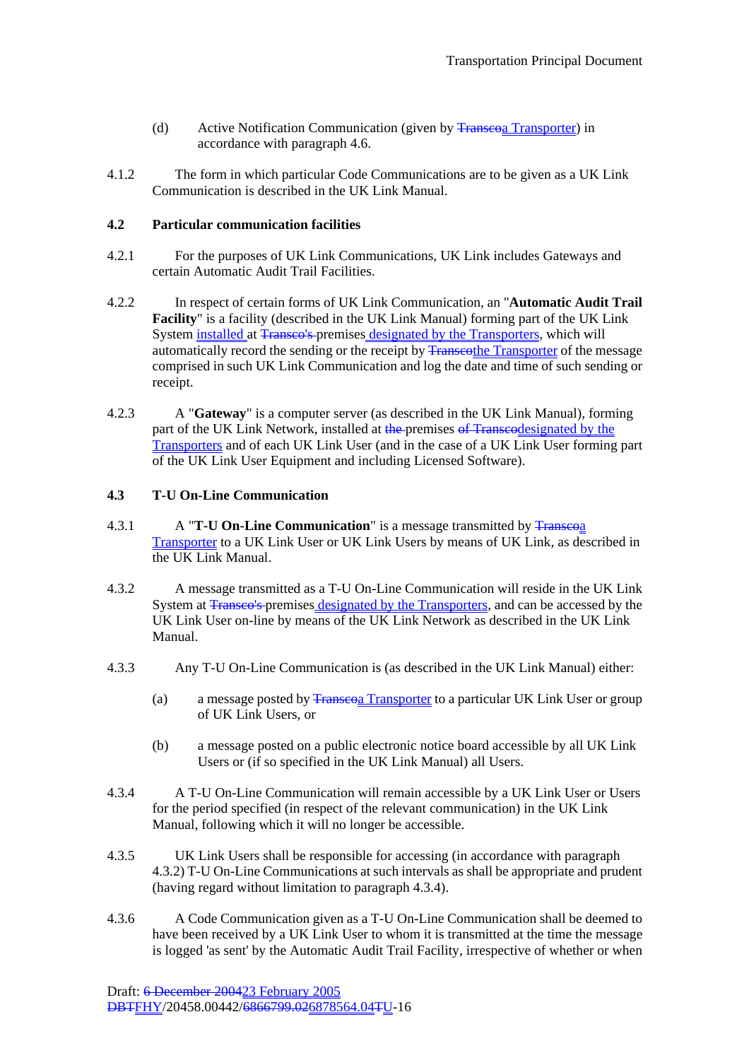(d) Active Notification Communication (given by ~~Transco~~a Transporter) in accordance with paragraph 4.6.

4.1.2 The form in which particular Code Communications are to be given as a UK Link Communication is described in the UK Link Manual.

### 4.2 Particular communication facilities

4.2.1 For the purposes of UK Link Communications, UK Link includes Gateways and certain Automatic Audit Trail Facilities.

4.2.2 In respect of certain forms of UK Link Communication, an "**Automatic Audit Trail Facility**" is a facility (described in the UK Link Manual) forming part of the UK Link System installed at ~~Transco's~~ premises designated by the Transporters, which will automatically record the sending or the receipt by ~~Transco~~the Transporter of the message comprised in such UK Link Communication and log the date and time of such sending or receipt.

4.2.3 A "**Gateway**" is a computer server (as described in the UK Link Manual), forming part of the UK Link Network, installed at ~~the~~ premises ~~of Transco~~designated by the Transporters and of each UK Link User (and in the case of a UK Link User forming part of the UK Link User Equipment and including Licensed Software).

### 4.3 T-U On-Line Communication

4.3.1 A "**T-U On-Line Communication**" is a message transmitted by ~~Transco~~a Transporter to a UK Link User or UK Link Users by means of UK Link, as described in the UK Link Manual.

4.3.2 A message transmitted as a T-U On-Line Communication will reside in the UK Link System at ~~Transco's~~ premises designated by the Transporters, and can be accessed by the UK Link User on-line by means of the UK Link Network as described in the UK Link Manual.

4.3.3 Any T-U On-Line Communication is (as described in the UK Link Manual) either:

(a) a message posted by ~~Transco~~a Transporter to a particular UK Link User or group of UK Link Users, or

(b) a message posted on a public electronic notice board accessible by all UK Link Users or (if so specified in the UK Link Manual) all Users.

4.3.4 A T-U On-Line Communication will remain accessible by a UK Link User or Users for the period specified (in respect of the relevant communication) in the UK Link Manual, following which it will no longer be accessible.

4.3.5 UK Link Users shall be responsible for accessing (in accordance with paragraph 4.3.2) T-U On-Line Communications at such intervals as shall be appropriate and prudent (having regard without limitation to paragraph 4.3.4).

4.3.6 A Code Communication given as a T-U On-Line Communication shall be deemed to have been received by a UK Link User to whom it is transmitted at the time the message is logged 'as sent' by the Automatic Audit Trail Facility, irrespective of whether or when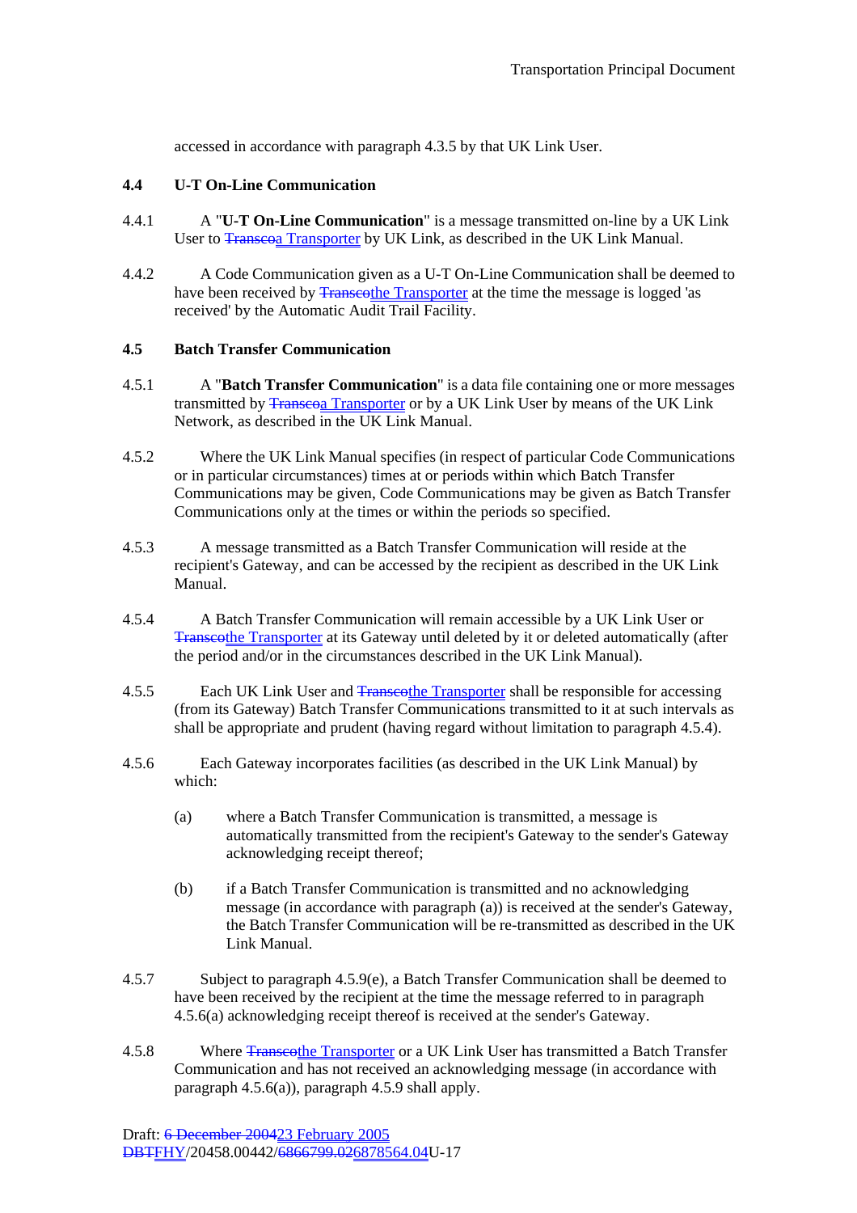accessed in accordance with paragraph 4.3.5 by that UK Link User.

**4.4 U-T On-Line Communication**

4.4.1 A "**U-T On-Line Communication**" is a message transmitted on-line by a UK Link User to ~~Transco~~a Transporter by UK Link, as described in the UK Link Manual.

4.4.2 A Code Communication given as a U-T On-Line Communication shall be deemed to have been received by ~~Transco~~the Transporter at the time the message is logged 'as received' by the Automatic Audit Trail Facility.

**4.5 Batch Transfer Communication**

4.5.1 A "**Batch Transfer Communication**" is a data file containing one or more messages transmitted by ~~Transco~~a Transporter or by a UK Link User by means of the UK Link Network, as described in the UK Link Manual.

4.5.2 Where the UK Link Manual specifies (in respect of particular Code Communications or in particular circumstances) times at or periods within which Batch Transfer Communications may be given, Code Communications may be given as Batch Transfer Communications only at the times or within the periods so specified.

4.5.3 A message transmitted as a Batch Transfer Communication will reside at the recipient's Gateway, and can be accessed by the recipient as described in the UK Link Manual.

4.5.4 A Batch Transfer Communication will remain accessible by a UK Link User or ~~Transco~~the Transporter at its Gateway until deleted by it or deleted automatically (after the period and/or in the circumstances described in the UK Link Manual).

4.5.5 Each UK Link User and ~~Transco~~the Transporter shall be responsible for accessing (from its Gateway) Batch Transfer Communications transmitted to it at such intervals as shall be appropriate and prudent (having regard without limitation to paragraph 4.5.4).

4.5.6 Each Gateway incorporates facilities (as described in the UK Link Manual) by which:

(a) where a Batch Transfer Communication is transmitted, a message is automatically transmitted from the recipient's Gateway to the sender's Gateway acknowledging receipt thereof;

(b) if a Batch Transfer Communication is transmitted and no acknowledging message (in accordance with paragraph (a)) is received at the sender's Gateway, the Batch Transfer Communication will be re-transmitted as described in the UK Link Manual.

4.5.7 Subject to paragraph 4.5.9(e), a Batch Transfer Communication shall be deemed to have been received by the recipient at the time the message referred to in paragraph 4.5.6(a) acknowledging receipt thereof is received at the sender's Gateway.

4.5.8 Where ~~Transco~~the Transporter or a UK Link User has transmitted a Batch Transfer Communication and has not received an acknowledging message (in accordance with paragraph 4.5.6(a)), paragraph 4.5.9 shall apply.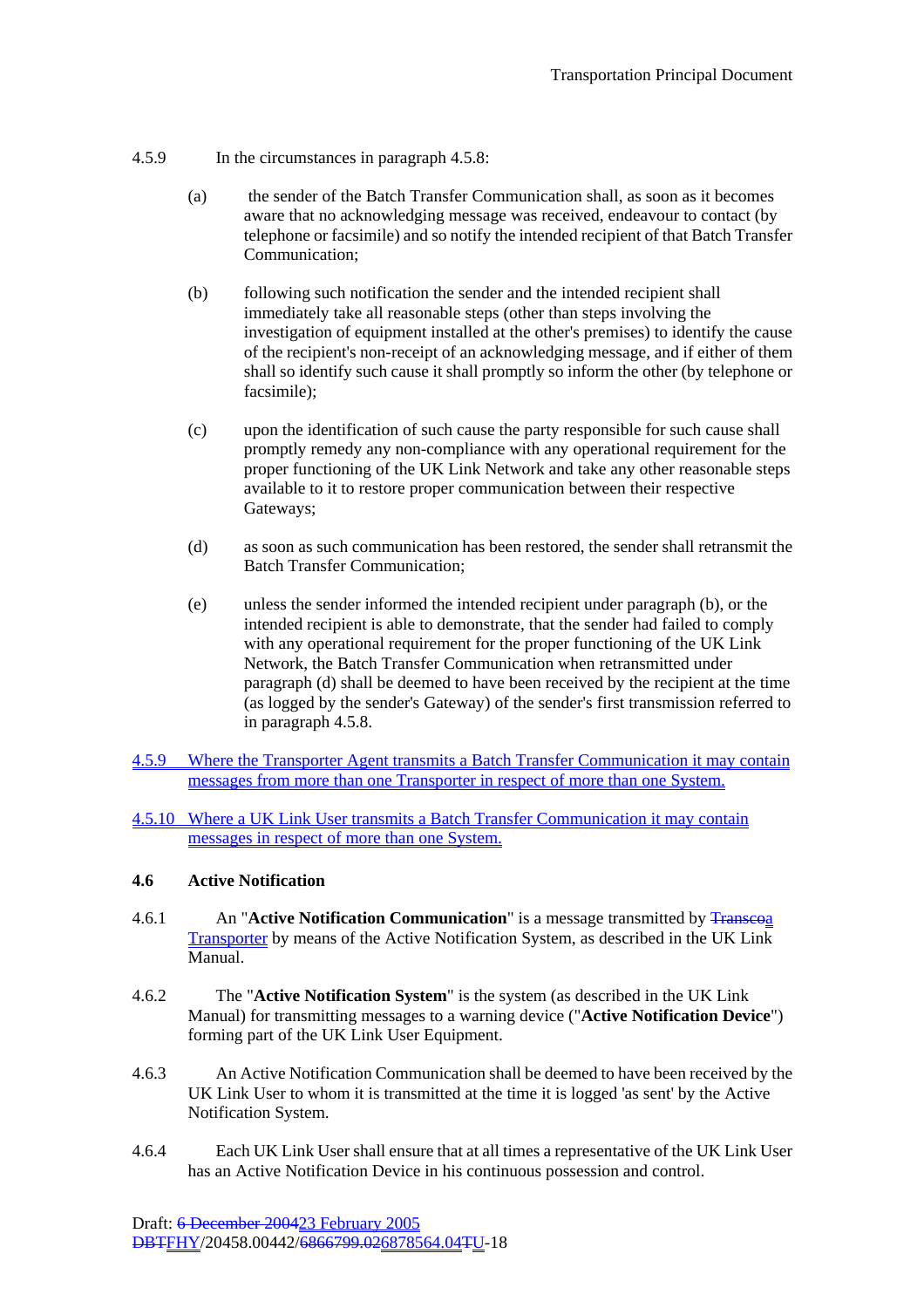4.5.9 In the circumstances in paragraph 4.5.8:

(a) the sender of the Batch Transfer Communication shall, as soon as it becomes aware that no acknowledging message was received, endeavour to contact (by telephone or facsimile) and so notify the intended recipient of that Batch Transfer Communication;

(b) following such notification the sender and the intended recipient shall immediately take all reasonable steps (other than steps involving the investigation of equipment installed at the other's premises) to identify the cause of the recipient's non-receipt of an acknowledging message, and if either of them shall so identify such cause it shall promptly so inform the other (by telephone or facsimile);

(c) upon the identification of such cause the party responsible for such cause shall promptly remedy any non-compliance with any operational requirement for the proper functioning of the UK Link Network and take any other reasonable steps available to it to restore proper communication between their respective Gateways;

(d) as soon as such communication has been restored, the sender shall retransmit the Batch Transfer Communication;

(e) unless the sender informed the intended recipient under paragraph (b), or the intended recipient is able to demonstrate, that the sender had failed to comply with any operational requirement for the proper functioning of the UK Link Network, the Batch Transfer Communication when retransmitted under paragraph (d) shall be deemed to have been received by the recipient at the time (as logged by the sender's Gateway) of the sender's first transmission referred to in paragraph 4.5.8.

4.5.9 Where the Transporter Agent transmits a Batch Transfer Communication it may contain messages from more than one Transporter in respect of more than one System.

4.5.10 Where a UK Link User transmits a Batch Transfer Communication it may contain messages in respect of more than one System.

### 4.6 Active Notification

4.6.1 An "**Active Notification Communication**" is a message transmitted by ~~Transco~~a Transporter by means of the Active Notification System, as described in the UK Link Manual.

4.6.2 The "**Active Notification System**" is the system (as described in the UK Link Manual) for transmitting messages to a warning device ("**Active Notification Device**") forming part of the UK Link User Equipment.

4.6.3 An Active Notification Communication shall be deemed to have been received by the UK Link User to whom it is transmitted at the time it is logged 'as sent' by the Active Notification System.

4.6.4 Each UK Link User shall ensure that at all times a representative of the UK Link User has an Active Notification Device in his continuous possession and control.

Draft: ~~6 December 2004~~23 February 2005
~~DBT~~FHY/20458.00442/~~6866799.02~~6878564.04~~T~~U-18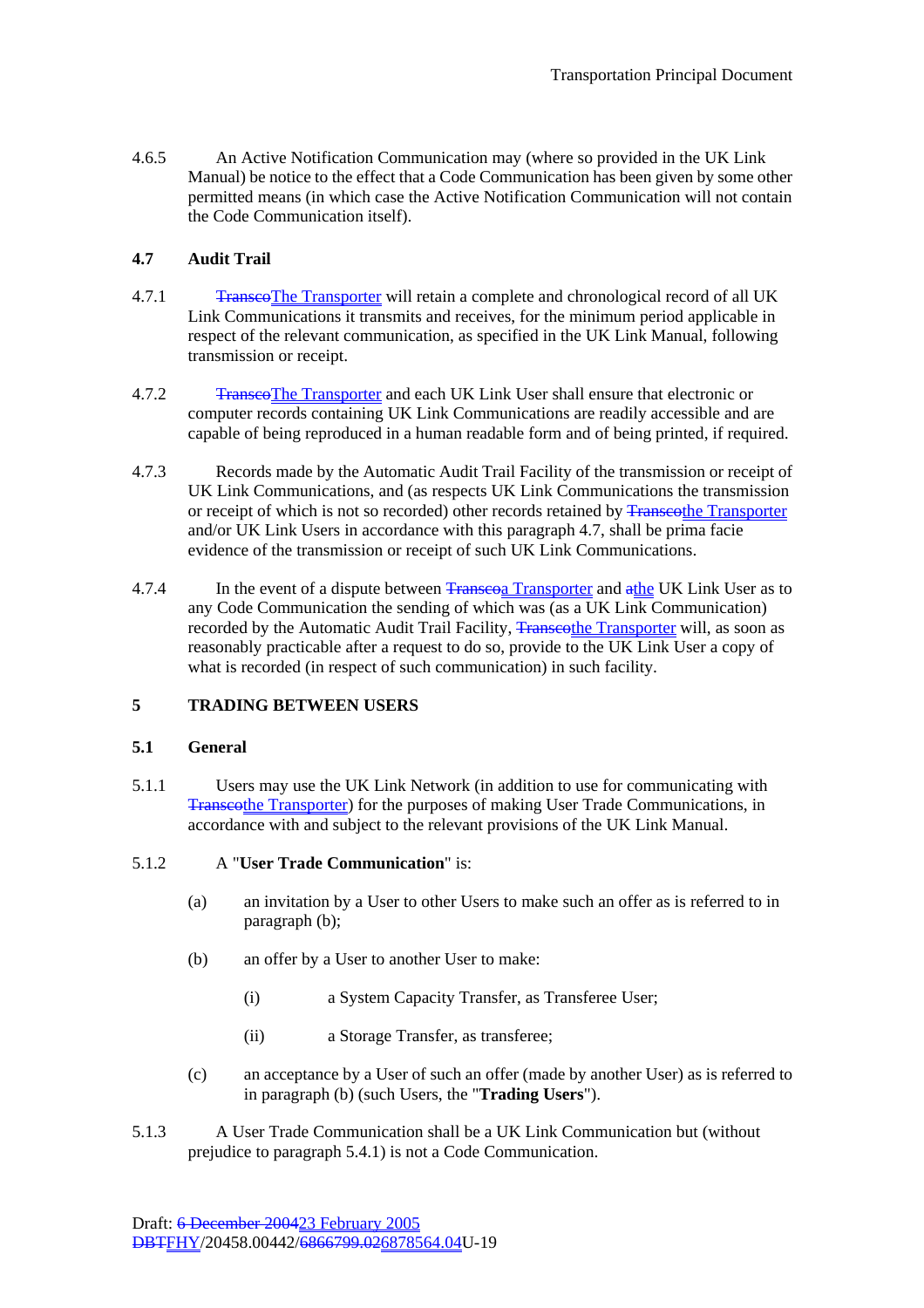4.6.5 An Active Notification Communication may (where so provided in the UK Link Manual) be notice to the effect that a Code Communication has been given by some other permitted means (in which case the Active Notification Communication will not contain the Code Communication itself).

### 4.7 Audit Trail

4.7.1 ~~Transco~~The Transporter will retain a complete and chronological record of all UK Link Communications it transmits and receives, for the minimum period applicable in respect of the relevant communication, as specified in the UK Link Manual, following transmission or receipt.

4.7.2 ~~Transco~~The Transporter and each UK Link User shall ensure that electronic or computer records containing UK Link Communications are readily accessible and are capable of being reproduced in a human readable form and of being printed, if required.

4.7.3 Records made by the Automatic Audit Trail Facility of the transmission or receipt of UK Link Communications, and (as respects UK Link Communications the transmission or receipt of which is not so recorded) other records retained by ~~Transco~~the Transporter and/or UK Link Users in accordance with this paragraph 4.7, shall be prima facie evidence of the transmission or receipt of such UK Link Communications.

4.7.4 In the event of a dispute between ~~Transco~~a Transporter and ~~a~~the UK Link User as to any Code Communication the sending of which was (as a UK Link Communication) recorded by the Automatic Audit Trail Facility, ~~Transco~~the Transporter will, as soon as reasonably practicable after a request to do so, provide to the UK Link User a copy of what is recorded (in respect of such communication) in such facility.

## 5 TRADING BETWEEN USERS

### 5.1 General

5.1.1 Users may use the UK Link Network (in addition to use for communicating with ~~Transco~~the Transporter) for the purposes of making User Trade Communications, in accordance with and subject to the relevant provisions of the UK Link Manual.

5.1.2 A "**User Trade Communication**" is:

(a) an invitation by a User to other Users to make such an offer as is referred to in paragraph (b);

(b) an offer by a User to another User to make:

(i) a System Capacity Transfer, as Transferee User;

(ii) a Storage Transfer, as transferee;

(c) an acceptance by a User of such an offer (made by another User) as is referred to in paragraph (b) (such Users, the "**Trading Users**").

5.1.3 A User Trade Communication shall be a UK Link Communication but (without prejudice to paragraph 5.4.1) is not a Code Communication.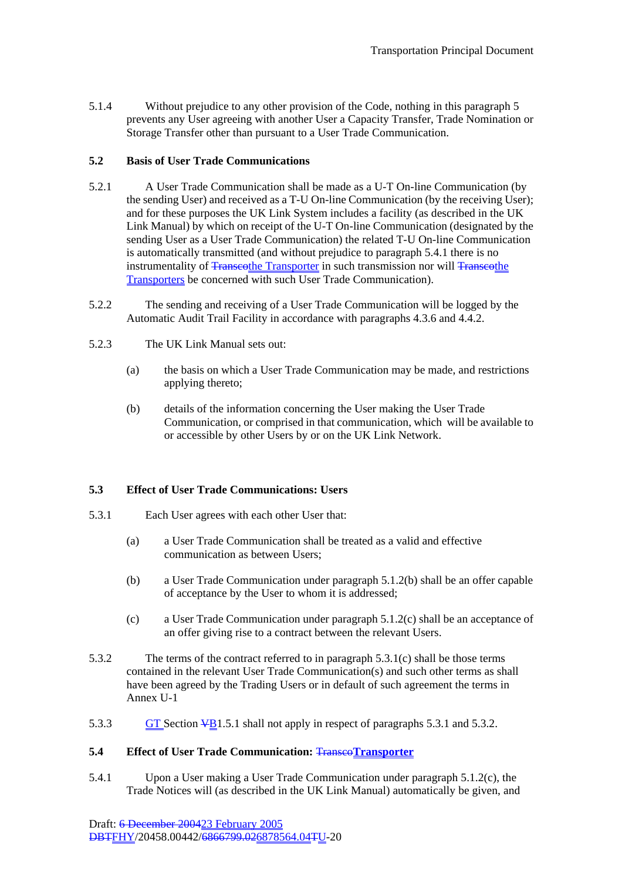5.1.4 Without prejudice to any other provision of the Code, nothing in this paragraph 5 prevents any User agreeing with another User a Capacity Transfer, Trade Nomination or Storage Transfer other than pursuant to a User Trade Communication.

**5.2 Basis of User Trade Communications**

5.2.1 A User Trade Communication shall be made as a U-T On-line Communication (by the sending User) and received as a T-U On-line Communication (by the receiving User); and for these purposes the UK Link System includes a facility (as described in the UK Link Manual) by which on receipt of the U-T On-line Communication (designated by the sending User as a User Trade Communication) the related T-U On-line Communication is automatically transmitted (and without prejudice to paragraph 5.4.1 there is no instrumentality of ~~Transco~~the Transporter in such transmission nor will ~~Transco~~the Transporters be concerned with such User Trade Communication).

5.2.2 The sending and receiving of a User Trade Communication will be logged by the Automatic Audit Trail Facility in accordance with paragraphs 4.3.6 and 4.4.2.

5.2.3 The UK Link Manual sets out:

(a) the basis on which a User Trade Communication may be made, and restrictions applying thereto;

(b) details of the information concerning the User making the User Trade Communication, or comprised in that communication, which will be available to or accessible by other Users by or on the UK Link Network.

**5.3 Effect of User Trade Communications: Users**

5.3.1 Each User agrees with each other User that:

(a) a User Trade Communication shall be treated as a valid and effective communication as between Users;

(b) a User Trade Communication under paragraph 5.1.2(b) shall be an offer capable of acceptance by the User to whom it is addressed;

(c) a User Trade Communication under paragraph 5.1.2(c) shall be an acceptance of an offer giving rise to a contract between the relevant Users.

5.3.2 The terms of the contract referred to in paragraph 5.3.1(c) shall be those terms contained in the relevant User Trade Communication(s) and such other terms as shall have been agreed by the Trading Users or in default of such agreement the terms in Annex U-1

5.3.3 GT Section ~~V~~B1.5.1 shall not apply in respect of paragraphs 5.3.1 and 5.3.2.

**5.4 Effect of User Trade Communication: ~~Transco~~Transporter**

5.4.1 Upon a User making a User Trade Communication under paragraph 5.1.2(c), the Trade Notices will (as described in the UK Link Manual) automatically be given, and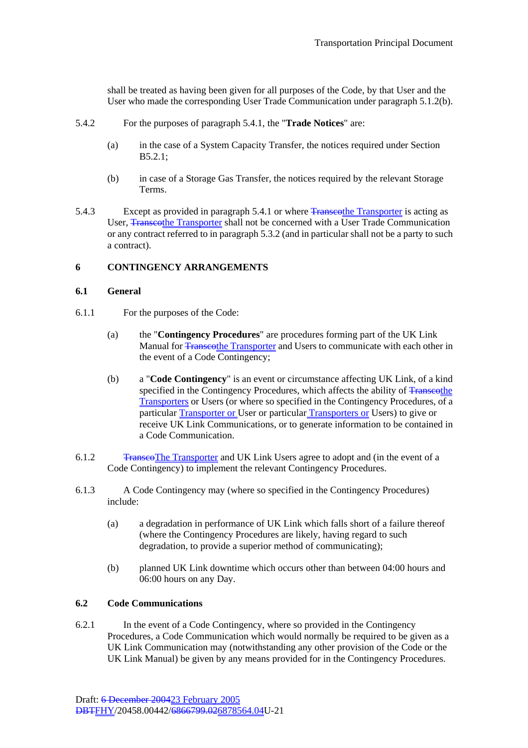shall be treated as having been given for all purposes of the Code, by that User and the User who made the corresponding User Trade Communication under paragraph 5.1.2(b).

5.4.2 For the purposes of paragraph 5.4.1, the "**Trade Notices**" are:

(a) in the case of a System Capacity Transfer, the notices required under Section B5.2.1;

(b) in case of a Storage Gas Transfer, the notices required by the relevant Storage Terms.

5.4.3 Except as provided in paragraph 5.4.1 or where ~~Transco~~the Transporter is acting as User, ~~Transco~~the Transporter shall not be concerned with a User Trade Communication or any contract referred to in paragraph 5.3.2 (and in particular shall not be a party to such a contract).

## 6 CONTINGENCY ARRANGEMENTS

### 6.1 General

6.1.1 For the purposes of the Code:

(a) the "**Contingency Procedures**" are procedures forming part of the UK Link Manual for ~~Transco~~the Transporter and Users to communicate with each other in the event of a Code Contingency;

(b) a "**Code Contingency**" is an event or circumstance affecting UK Link, of a kind specified in the Contingency Procedures, which affects the ability of ~~Transco~~the Transporters or Users (or where so specified in the Contingency Procedures, of a particular Transporter or User or particular Transporters or Users) to give or receive UK Link Communications, or to generate information to be contained in a Code Communication.

6.1.2 ~~Transco~~The Transporter and UK Link Users agree to adopt and (in the event of a Code Contingency) to implement the relevant Contingency Procedures.

6.1.3 A Code Contingency may (where so specified in the Contingency Procedures) include:

(a) a degradation in performance of UK Link which falls short of a failure thereof (where the Contingency Procedures are likely, having regard to such degradation, to provide a superior method of communicating);

(b) planned UK Link downtime which occurs other than between 04:00 hours and 06:00 hours on any Day.

### 6.2 Code Communications

6.2.1 In the event of a Code Contingency, where so provided in the Contingency Procedures, a Code Communication which would normally be required to be given as a UK Link Communication may (notwithstanding any other provision of the Code or the UK Link Manual) be given by any means provided for in the Contingency Procedures.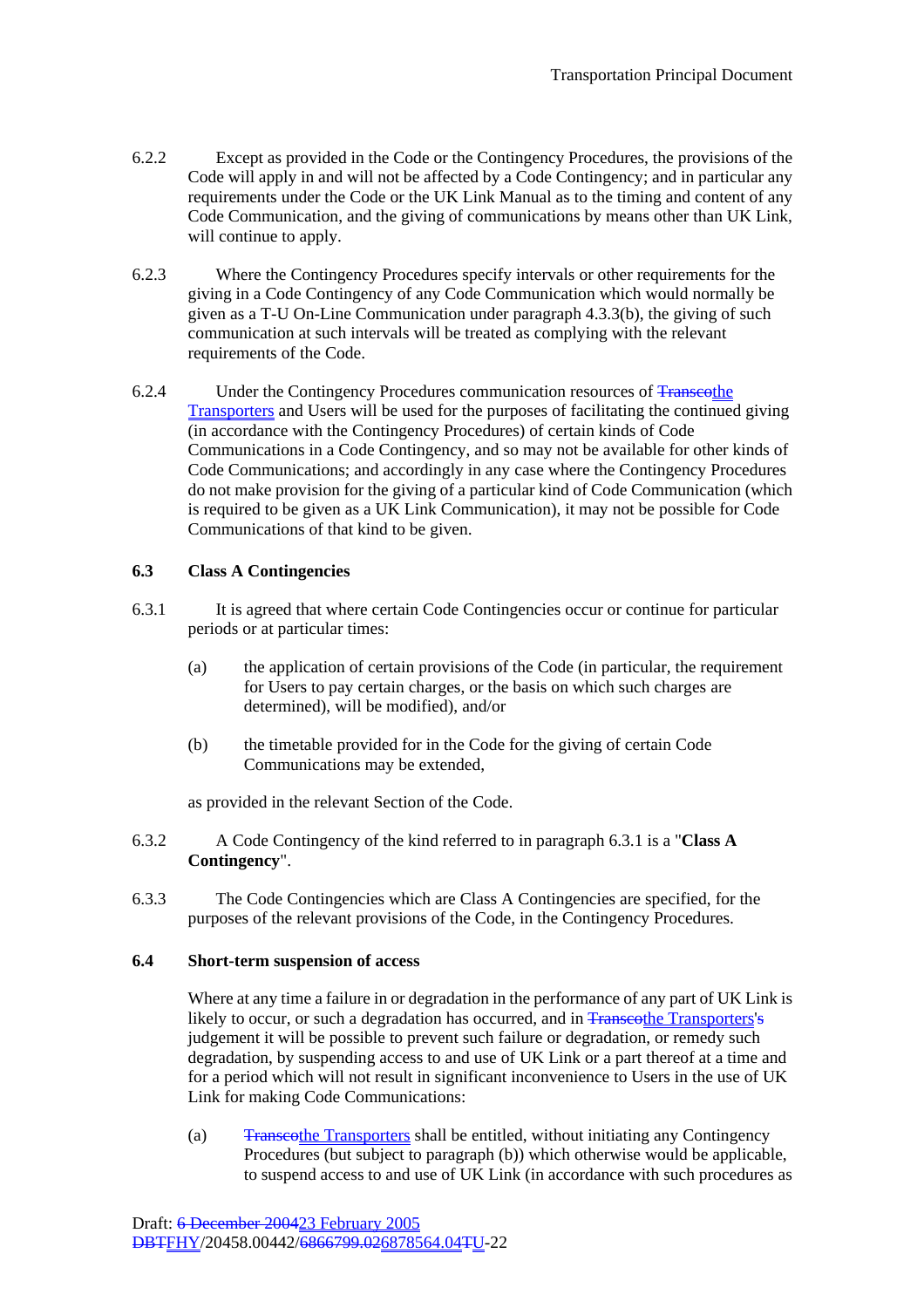6.2.2 Except as provided in the Code or the Contingency Procedures, the provisions of the Code will apply in and will not be affected by a Code Contingency; and in particular any requirements under the Code or the UK Link Manual as to the timing and content of any Code Communication, and the giving of communications by means other than UK Link, will continue to apply.

6.2.3 Where the Contingency Procedures specify intervals or other requirements for the giving in a Code Contingency of any Code Communication which would normally be given as a T-U On-Line Communication under paragraph 4.3.3(b), the giving of such communication at such intervals will be treated as complying with the relevant requirements of the Code.

6.2.4 Under the Contingency Procedures communication resources of ~~Transco~~the Transporters and Users will be used for the purposes of facilitating the continued giving (in accordance with the Contingency Procedures) of certain kinds of Code Communications in a Code Contingency, and so may not be available for other kinds of Code Communications; and accordingly in any case where the Contingency Procedures do not make provision for the giving of a particular kind of Code Communication (which is required to be given as a UK Link Communication), it may not be possible for Code Communications of that kind to be given.

### 6.3 Class A Contingencies

6.3.1 It is agreed that where certain Code Contingencies occur or continue for particular periods or at particular times:

(a) the application of certain provisions of the Code (in particular, the requirement for Users to pay certain charges, or the basis on which such charges are determined), will be modified), and/or

(b) the timetable provided for in the Code for the giving of certain Code Communications may be extended,

as provided in the relevant Section of the Code.

6.3.2 A Code Contingency of the kind referred to in paragraph 6.3.1 is a "**Class A Contingency**".

6.3.3 The Code Contingencies which are Class A Contingencies are specified, for the purposes of the relevant provisions of the Code, in the Contingency Procedures.

### 6.4 Short-term suspension of access

Where at any time a failure in or degradation in the performance of any part of UK Link is likely to occur, or such a degradation has occurred, and in ~~Transco~~the Transporters'~~s~~ judgement it will be possible to prevent such failure or degradation, or remedy such degradation, by suspending access to and use of UK Link or a part thereof at a time and for a period which will not result in significant inconvenience to Users in the use of UK Link for making Code Communications:

(a) ~~Transco~~the Transporters shall be entitled, without initiating any Contingency Procedures (but subject to paragraph (b)) which otherwise would be applicable, to suspend access to and use of UK Link (in accordance with such procedures as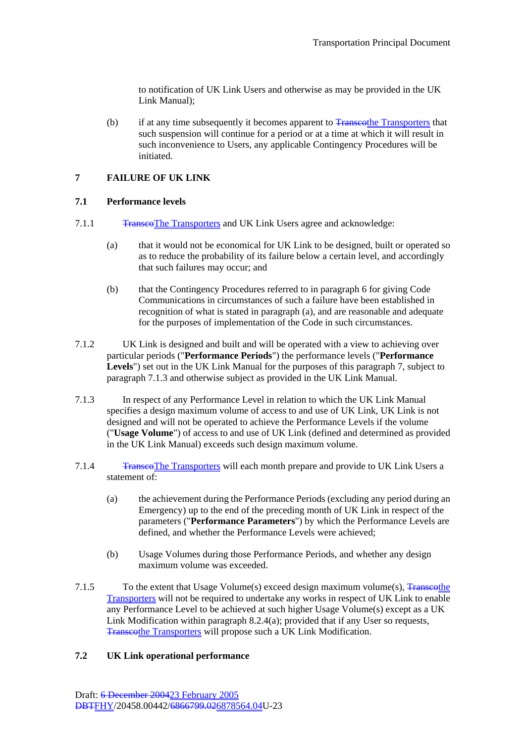to notification of UK Link Users and otherwise as may be provided in the UK Link Manual);

(b) if at any time subsequently it becomes apparent to ~~Transco~~the Transporters that such suspension will continue for a period or at a time at which it will result in such inconvenience to Users, any applicable Contingency Procedures will be initiated.

## 7 FAILURE OF UK LINK

### 7.1 Performance levels

7.1.1 ~~Transco~~The Transporters and UK Link Users agree and acknowledge:

(a) that it would not be economical for UK Link to be designed, built or operated so as to reduce the probability of its failure below a certain level, and accordingly that such failures may occur; and

(b) that the Contingency Procedures referred to in paragraph 6 for giving Code Communications in circumstances of such a failure have been established in recognition of what is stated in paragraph (a), and are reasonable and adequate for the purposes of implementation of the Code in such circumstances.

7.1.2 UK Link is designed and built and will be operated with a view to achieving over particular periods ("**Performance Periods**") the performance levels ("**Performance Levels**") set out in the UK Link Manual for the purposes of this paragraph 7, subject to paragraph 7.1.3 and otherwise subject as provided in the UK Link Manual.

7.1.3 In respect of any Performance Level in relation to which the UK Link Manual specifies a design maximum volume of access to and use of UK Link, UK Link is not designed and will not be operated to achieve the Performance Levels if the volume ("**Usage Volume**") of access to and use of UK Link (defined and determined as provided in the UK Link Manual) exceeds such design maximum volume.

7.1.4 ~~Transco~~The Transporters will each month prepare and provide to UK Link Users a statement of:

(a) the achievement during the Performance Periods (excluding any period during an Emergency) up to the end of the preceding month of UK Link in respect of the parameters ("**Performance Parameters**") by which the Performance Levels are defined, and whether the Performance Levels were achieved;

(b) Usage Volumes during those Performance Periods, and whether any design maximum volume was exceeded.

7.1.5 To the extent that Usage Volume(s) exceed design maximum volume(s), ~~Transco~~the Transporters will not be required to undertake any works in respect of UK Link to enable any Performance Level to be achieved at such higher Usage Volume(s) except as a UK Link Modification within paragraph 8.2.4(a); provided that if any User so requests, ~~Transco~~the Transporters will propose such a UK Link Modification.

### 7.2 UK Link operational performance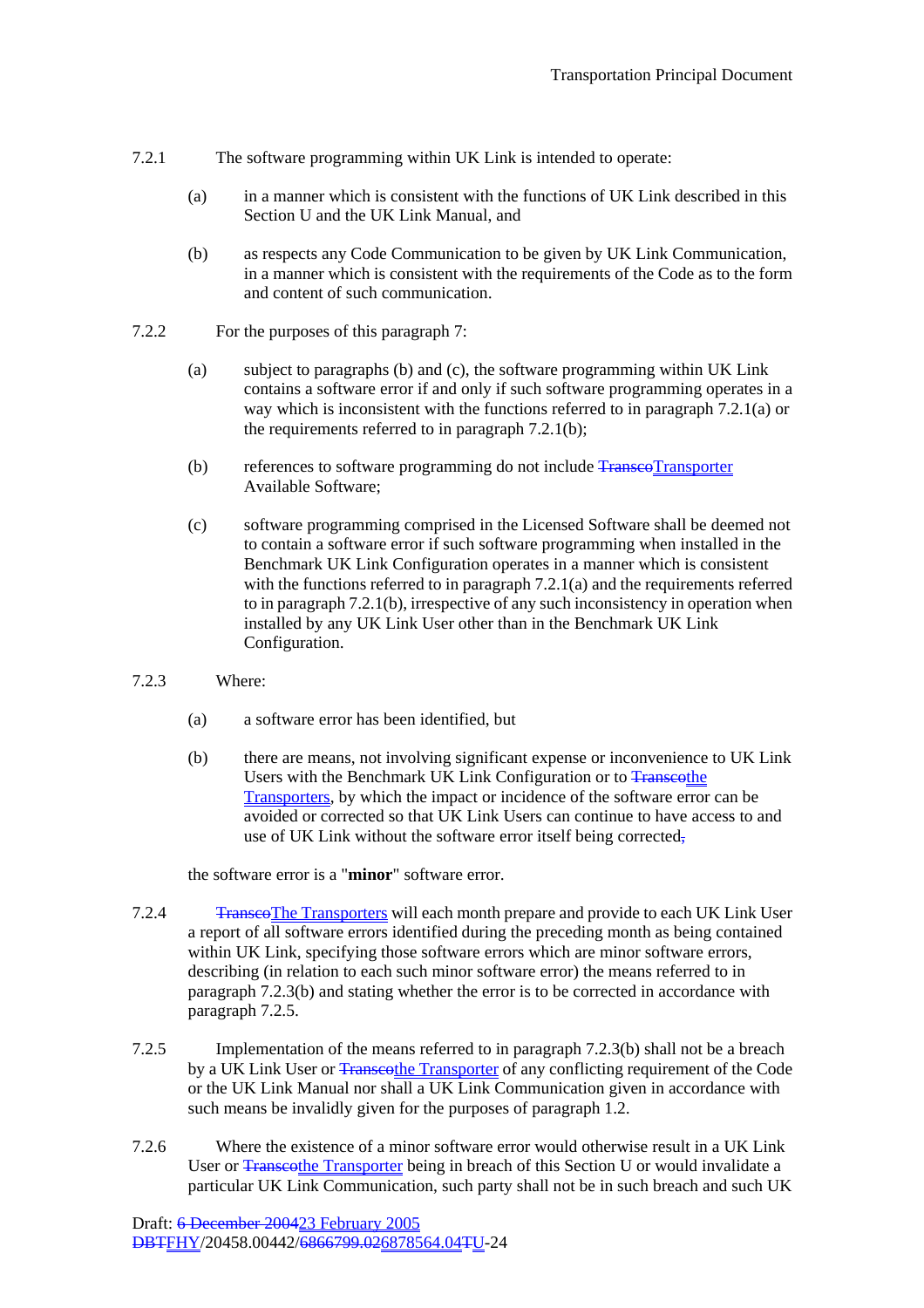7.2.1 The software programming within UK Link is intended to operate:

(a) in a manner which is consistent with the functions of UK Link described in this Section U and the UK Link Manual, and

(b) as respects any Code Communication to be given by UK Link Communication, in a manner which is consistent with the requirements of the Code as to the form and content of such communication.

7.2.2 For the purposes of this paragraph 7:

(a) subject to paragraphs (b) and (c), the software programming within UK Link contains a software error if and only if such software programming operates in a way which is inconsistent with the functions referred to in paragraph 7.2.1(a) or the requirements referred to in paragraph 7.2.1(b);

(b) references to software programming do not include ~~Transco~~Transporter Available Software;

(c) software programming comprised in the Licensed Software shall be deemed not to contain a software error if such software programming when installed in the Benchmark UK Link Configuration operates in a manner which is consistent with the functions referred to in paragraph 7.2.1(a) and the requirements referred to in paragraph 7.2.1(b), irrespective of any such inconsistency in operation when installed by any UK Link User other than in the Benchmark UK Link Configuration.

7.2.3 Where:

(a) a software error has been identified, but

(b) there are means, not involving significant expense or inconvenience to UK Link Users with the Benchmark UK Link Configuration or to ~~Transco~~the Transporters, by which the impact or incidence of the software error can be avoided or corrected so that UK Link Users can continue to have access to and use of UK Link without the software error itself being corrected~~,~~

the software error is a "**minor**" software error.

7.2.4 ~~Transco~~The Transporters will each month prepare and provide to each UK Link User a report of all software errors identified during the preceding month as being contained within UK Link, specifying those software errors which are minor software errors, describing (in relation to each such minor software error) the means referred to in paragraph 7.2.3(b) and stating whether the error is to be corrected in accordance with paragraph 7.2.5.

7.2.5 Implementation of the means referred to in paragraph 7.2.3(b) shall not be a breach by a UK Link User or ~~Transco~~the Transporter of any conflicting requirement of the Code or the UK Link Manual nor shall a UK Link Communication given in accordance with such means be invalidly given for the purposes of paragraph 1.2.

7.2.6 Where the existence of a minor software error would otherwise result in a UK Link User or ~~Transco~~the Transporter being in breach of this Section U or would invalidate a particular UK Link Communication, such party shall not be in such breach and such UK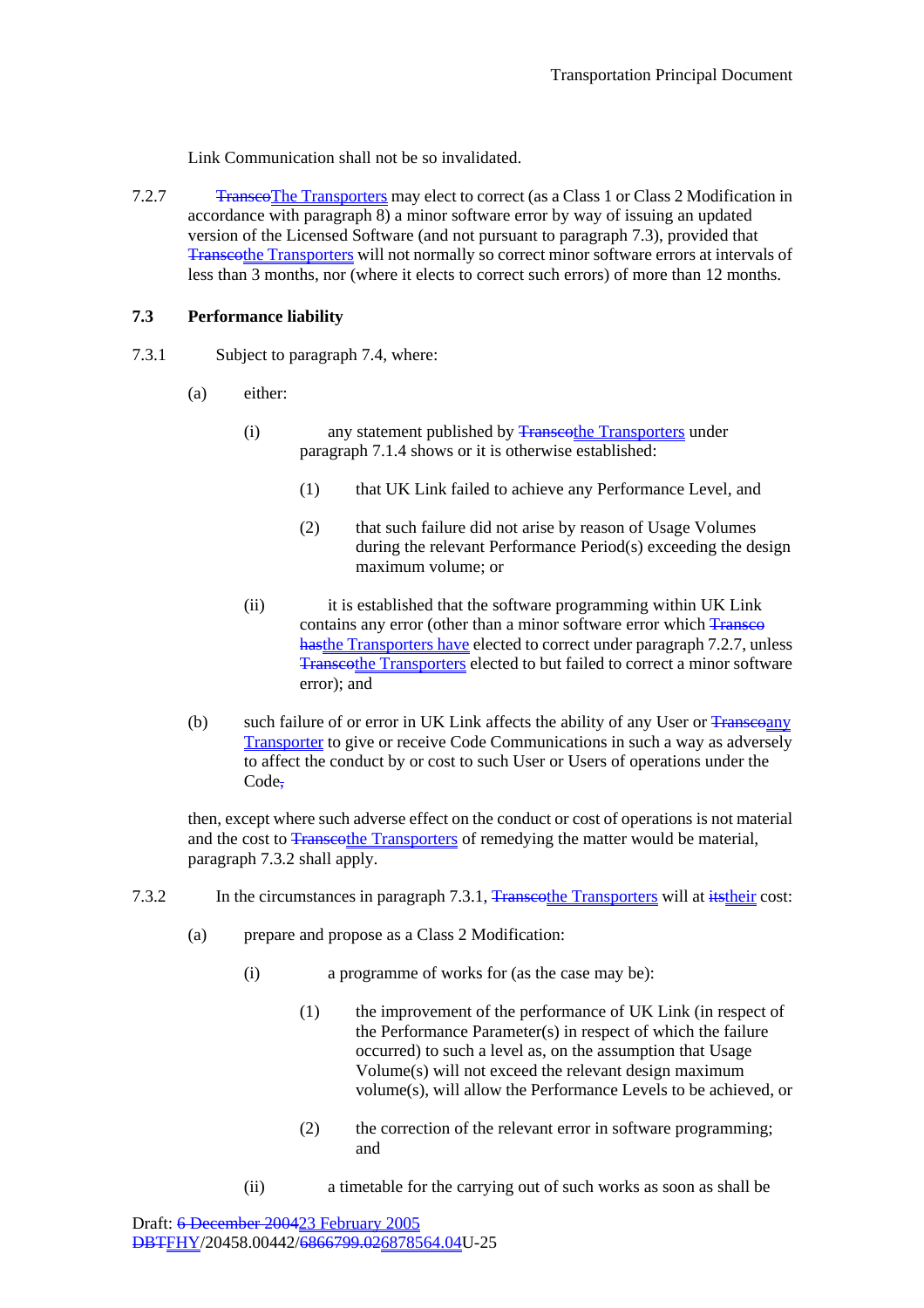Link Communication shall not be so invalidated.

7.2.7 ~~Transco~~The Transporters may elect to correct (as a Class 1 or Class 2 Modification in accordance with paragraph 8) a minor software error by way of issuing an updated version of the Licensed Software (and not pursuant to paragraph 7.3), provided that ~~Transco~~the Transporters will not normally so correct minor software errors at intervals of less than 3 months, nor (where it elects to correct such errors) of more than 12 months.

### 7.3 Performance liability

7.3.1 Subject to paragraph 7.4, where:

(a) either:

(i) any statement published by ~~Transco~~the Transporters under paragraph 7.1.4 shows or it is otherwise established:

(1) that UK Link failed to achieve any Performance Level, and

(2) that such failure did not arise by reason of Usage Volumes during the relevant Performance Period(s) exceeding the design maximum volume; or

(ii) it is established that the software programming within UK Link contains any error (other than a minor software error which ~~Transco has~~the Transporters have elected to correct under paragraph 7.2.7, unless ~~Transco~~the Transporters elected to but failed to correct a minor software error); and

(b) such failure of or error in UK Link affects the ability of any User or ~~Transco~~any Transporter to give or receive Code Communications in such a way as adversely to affect the conduct by or cost to such User or Users of operations under the Code~~,~~

then, except where such adverse effect on the conduct or cost of operations is not material and the cost to ~~Transco~~the Transporters of remedying the matter would be material, paragraph 7.3.2 shall apply.

7.3.2 In the circumstances in paragraph 7.3.1, ~~Transco~~the Transporters will at ~~its~~their cost:

(a) prepare and propose as a Class 2 Modification:

(i) a programme of works for (as the case may be):

(1) the improvement of the performance of UK Link (in respect of the Performance Parameter(s) in respect of which the failure occurred) to such a level as, on the assumption that Usage Volume(s) will not exceed the relevant design maximum volume(s), will allow the Performance Levels to be achieved, or

(2) the correction of the relevant error in software programming; and

(ii) a timetable for the carrying out of such works as soon as shall be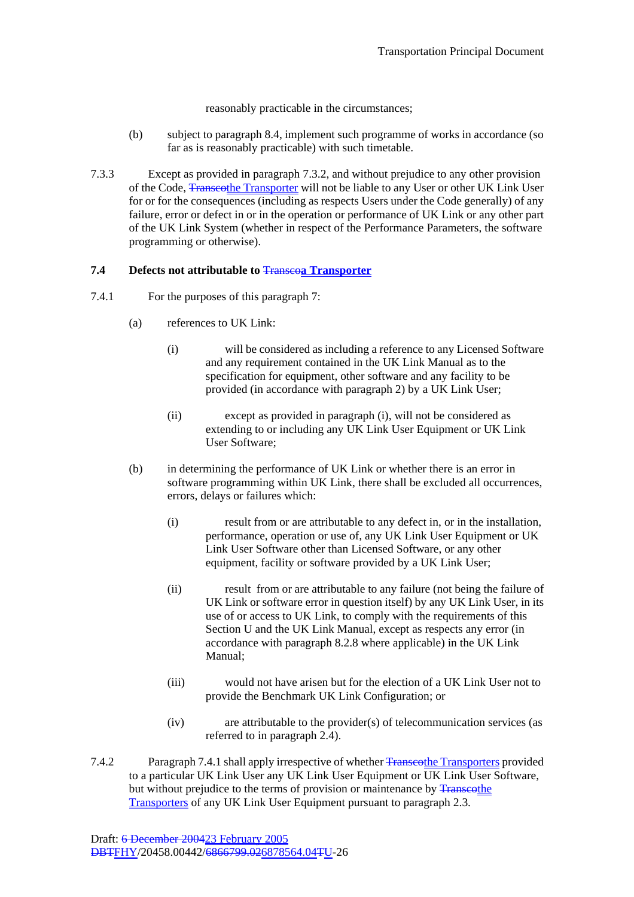reasonably practicable in the circumstances;

(b) subject to paragraph 8.4, implement such programme of works in accordance (so far as is reasonably practicable) with such timetable.

7.3.3 Except as provided in paragraph 7.3.2, and without prejudice to any other provision of the Code, ~~Transco~~the Transporter will not be liable to any User or other UK Link User for or for the consequences (including as respects Users under the Code generally) of any failure, error or defect in or in the operation or performance of UK Link or any other part of the UK Link System (whether in respect of the Performance Parameters, the software programming or otherwise).

### 7.4 Defects not attributable to ~~Transco~~a Transporter

7.4.1 For the purposes of this paragraph 7:

(a) references to UK Link:

(i) will be considered as including a reference to any Licensed Software and any requirement contained in the UK Link Manual as to the specification for equipment, other software and any facility to be provided (in accordance with paragraph 2) by a UK Link User;

(ii) except as provided in paragraph (i), will not be considered as extending to or including any UK Link User Equipment or UK Link User Software;

(b) in determining the performance of UK Link or whether there is an error in software programming within UK Link, there shall be excluded all occurrences, errors, delays or failures which:

(i) result from or are attributable to any defect in, or in the installation, performance, operation or use of, any UK Link User Equipment or UK Link User Software other than Licensed Software, or any other equipment, facility or software provided by a UK Link User;

(ii) result from or are attributable to any failure (not being the failure of UK Link or software error in question itself) by any UK Link User, in its use of or access to UK Link, to comply with the requirements of this Section U and the UK Link Manual, except as respects any error (in accordance with paragraph 8.2.8 where applicable) in the UK Link Manual;

(iii) would not have arisen but for the election of a UK Link User not to provide the Benchmark UK Link Configuration; or

(iv) are attributable to the provider(s) of telecommunication services (as referred to in paragraph 2.4).

7.4.2 Paragraph 7.4.1 shall apply irrespective of whether ~~Transco~~the Transporters provided to a particular UK Link User any UK Link User Equipment or UK Link User Software, but without prejudice to the terms of provision or maintenance by ~~Transco~~the Transporters of any UK Link User Equipment pursuant to paragraph 2.3.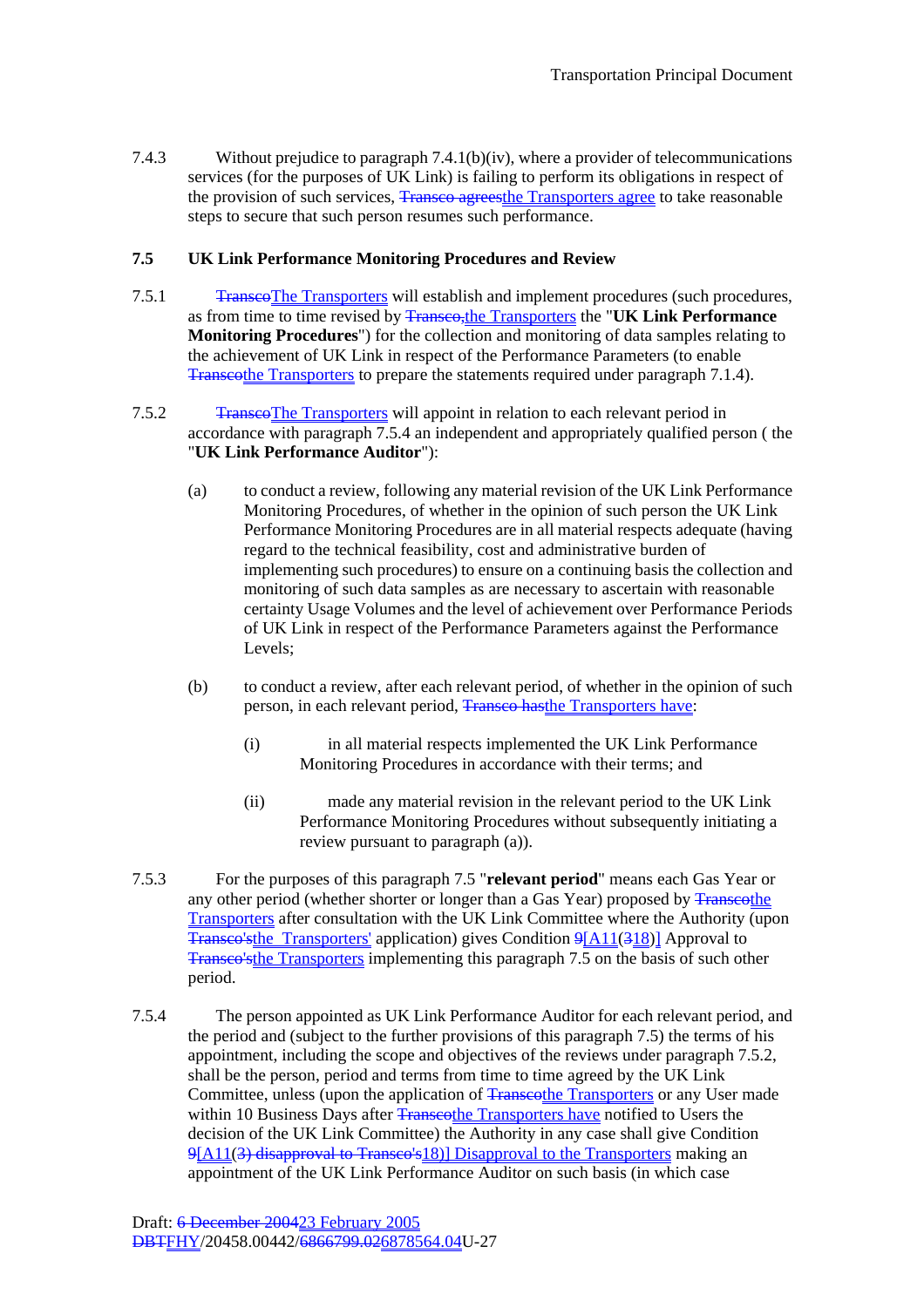7.4.3 Without prejudice to paragraph 7.4.1(b)(iv), where a provider of telecommunications services (for the purposes of UK Link) is failing to perform its obligations in respect of the provision of such services, ~~Transco agrees~~the Transporters agree to take reasonable steps to secure that such person resumes such performance.

**7.5 UK Link Performance Monitoring Procedures and Review**

7.5.1 ~~Transco~~The Transporters will establish and implement procedures (such procedures, as from time to time revised by ~~Transco,~~the Transporters the "**UK Link Performance Monitoring Procedures**") for the collection and monitoring of data samples relating to the achievement of UK Link in respect of the Performance Parameters (to enable ~~Transco~~the Transporters to prepare the statements required under paragraph 7.1.4).

7.5.2 ~~Transco~~The Transporters will appoint in relation to each relevant period in accordance with paragraph 7.5.4 an independent and appropriately qualified person ( the "**UK Link Performance Auditor**"):

(a) to conduct a review, following any material revision of the UK Link Performance Monitoring Procedures, of whether in the opinion of such person the UK Link Performance Monitoring Procedures are in all material respects adequate (having regard to the technical feasibility, cost and administrative burden of implementing such procedures) to ensure on a continuing basis the collection and monitoring of such data samples as are necessary to ascertain with reasonable certainty Usage Volumes and the level of achievement over Performance Periods of UK Link in respect of the Performance Parameters against the Performance Levels;

(b) to conduct a review, after each relevant period, of whether in the opinion of such person, in each relevant period, ~~Transco has~~the Transporters have:

(i) in all material respects implemented the UK Link Performance Monitoring Procedures in accordance with their terms; and

(ii) made any material revision in the relevant period to the UK Link Performance Monitoring Procedures without subsequently initiating a review pursuant to paragraph (a)).

7.5.3 For the purposes of this paragraph 7.5 "**relevant period**" means each Gas Year or any other period (whether shorter or longer than a Gas Year) proposed by ~~Transco~~the Transporters after consultation with the UK Link Committee where the Authority (upon ~~Transco's~~the Transporters' application) gives Condition ~~9~~[A11(~~3~~18)] Approval to ~~Transco's~~the Transporters implementing this paragraph 7.5 on the basis of such other period.

7.5.4 The person appointed as UK Link Performance Auditor for each relevant period, and the period and (subject to the further provisions of this paragraph 7.5) the terms of his appointment, including the scope and objectives of the reviews under paragraph 7.5.2, shall be the person, period and terms from time to time agreed by the UK Link Committee, unless (upon the application of ~~Transco~~the Transporters or any User made within 10 Business Days after ~~Transco~~the Transporters have notified to Users the decision of the UK Link Committee) the Authority in any case shall give Condition ~~9~~[A11~~(3) disapproval to Transco's~~18)] Disapproval to the Transporters making an appointment of the UK Link Performance Auditor on such basis (in which case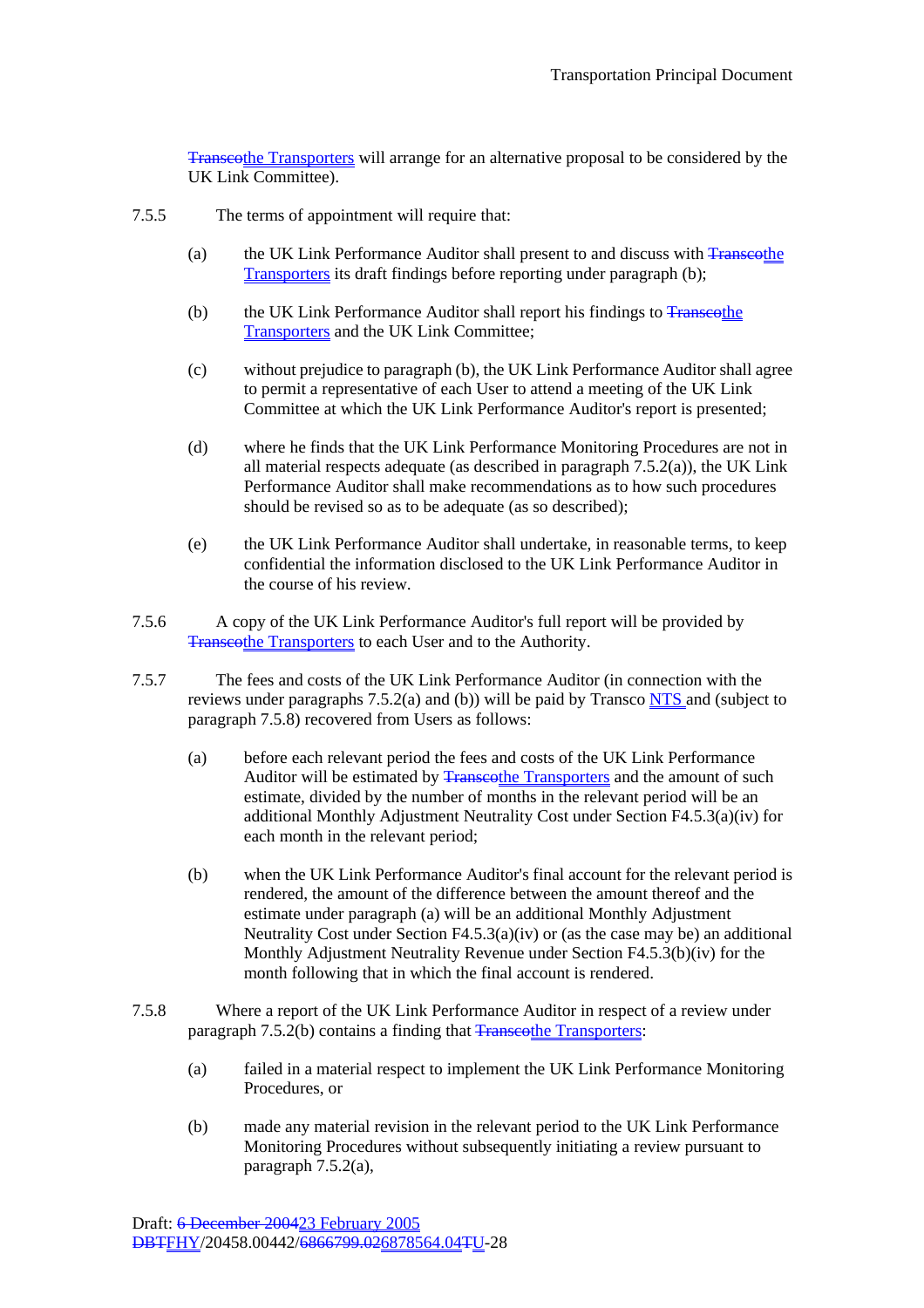~~Transco~~the Transporters will arrange for an alternative proposal to be considered by the UK Link Committee).

7.5.5 The terms of appointment will require that:

(a) the UK Link Performance Auditor shall present to and discuss with ~~Transco~~the Transporters its draft findings before reporting under paragraph (b);

(b) the UK Link Performance Auditor shall report his findings to ~~Transco~~the Transporters and the UK Link Committee;

(c) without prejudice to paragraph (b), the UK Link Performance Auditor shall agree to permit a representative of each User to attend a meeting of the UK Link Committee at which the UK Link Performance Auditor's report is presented;

(d) where he finds that the UK Link Performance Monitoring Procedures are not in all material respects adequate (as described in paragraph 7.5.2(a)), the UK Link Performance Auditor shall make recommendations as to how such procedures should be revised so as to be adequate (as so described);

(e) the UK Link Performance Auditor shall undertake, in reasonable terms, to keep confidential the information disclosed to the UK Link Performance Auditor in the course of his review.

7.5.6 A copy of the UK Link Performance Auditor's full report will be provided by ~~Transco~~the Transporters to each User and to the Authority.

7.5.7 The fees and costs of the UK Link Performance Auditor (in connection with the reviews under paragraphs 7.5.2(a) and (b)) will be paid by Transco NTS and (subject to paragraph 7.5.8) recovered from Users as follows:

(a) before each relevant period the fees and costs of the UK Link Performance Auditor will be estimated by ~~Transco~~the Transporters and the amount of such estimate, divided by the number of months in the relevant period will be an additional Monthly Adjustment Neutrality Cost under Section F4.5.3(a)(iv) for each month in the relevant period;

(b) when the UK Link Performance Auditor's final account for the relevant period is rendered, the amount of the difference between the amount thereof and the estimate under paragraph (a) will be an additional Monthly Adjustment Neutrality Cost under Section F4.5.3(a)(iv) or (as the case may be) an additional Monthly Adjustment Neutrality Revenue under Section F4.5.3(b)(iv) for the month following that in which the final account is rendered.

7.5.8 Where a report of the UK Link Performance Auditor in respect of a review under paragraph 7.5.2(b) contains a finding that ~~Transco~~the Transporters:

(a) failed in a material respect to implement the UK Link Performance Monitoring Procedures, or

(b) made any material revision in the relevant period to the UK Link Performance Monitoring Procedures without subsequently initiating a review pursuant to paragraph 7.5.2(a),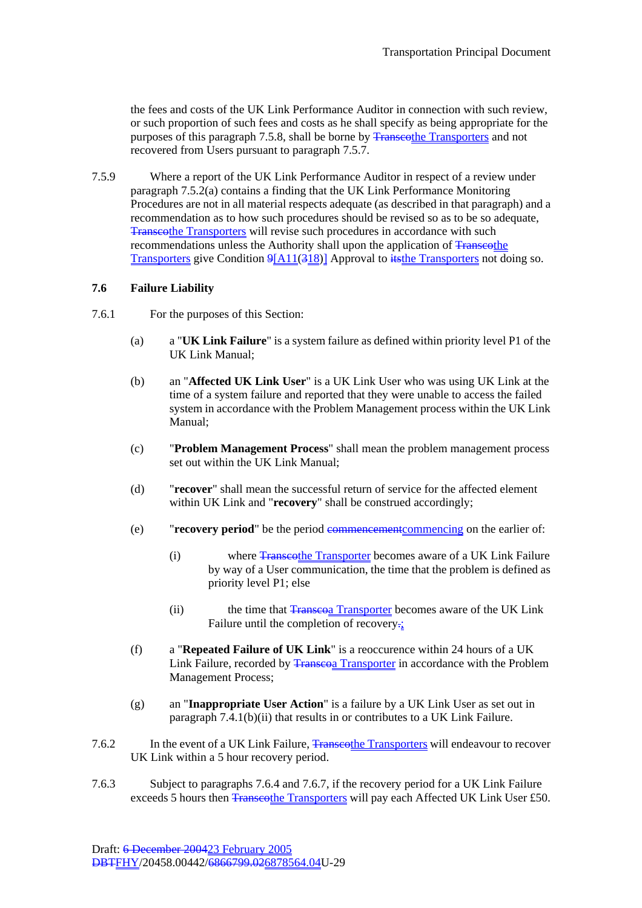the fees and costs of the UK Link Performance Auditor in connection with such review, or such proportion of such fees and costs as he shall specify as being appropriate for the purposes of this paragraph 7.5.8, shall be borne by ~~Transco~~the Transporters and not recovered from Users pursuant to paragraph 7.5.7.

7.5.9 Where a report of the UK Link Performance Auditor in respect of a review under paragraph 7.5.2(a) contains a finding that the UK Link Performance Monitoring Procedures are not in all material respects adequate (as described in that paragraph) and a recommendation as to how such procedures should be revised so as to be so adequate, ~~Transco~~the Transporters will revise such procedures in accordance with such recommendations unless the Authority shall upon the application of ~~Transco~~the Transporters give Condition ~~9~~[A11(~~3~~18)] Approval to ~~its~~the Transporters not doing so.

### 7.6 Failure Liability

7.6.1 For the purposes of this Section:

(a) a "**UK Link Failure**" is a system failure as defined within priority level P1 of the UK Link Manual;

(b) an "**Affected UK Link User**" is a UK Link User who was using UK Link at the time of a system failure and reported that they were unable to access the failed system in accordance with the Problem Management process within the UK Link Manual;

(c) "**Problem Management Process**" shall mean the problem management process set out within the UK Link Manual;

(d) "**recover**" shall mean the successful return of service for the affected element within UK Link and "**recovery**" shall be construed accordingly;

(e) "**recovery period**" be the period ~~commencement~~commencing on the earlier of:

(i) where ~~Transco~~the Transporter becomes aware of a UK Link Failure by way of a User communication, the time that the problem is defined as priority level P1; else

(ii) the time that ~~Transco~~a Transporter becomes aware of the UK Link Failure until the completion of recovery~~.~~;

(f) a "**Repeated Failure of UK Link**" is a reoccurence within 24 hours of a UK Link Failure, recorded by ~~Transco~~a Transporter in accordance with the Problem Management Process;

(g) an "**Inappropriate User Action**" is a failure by a UK Link User as set out in paragraph 7.4.1(b)(ii) that results in or contributes to a UK Link Failure.

7.6.2 In the event of a UK Link Failure, ~~Transco~~the Transporters will endeavour to recover UK Link within a 5 hour recovery period.

7.6.3 Subject to paragraphs 7.6.4 and 7.6.7, if the recovery period for a UK Link Failure exceeds 5 hours then ~~Transco~~the Transporters will pay each Affected UK Link User £50.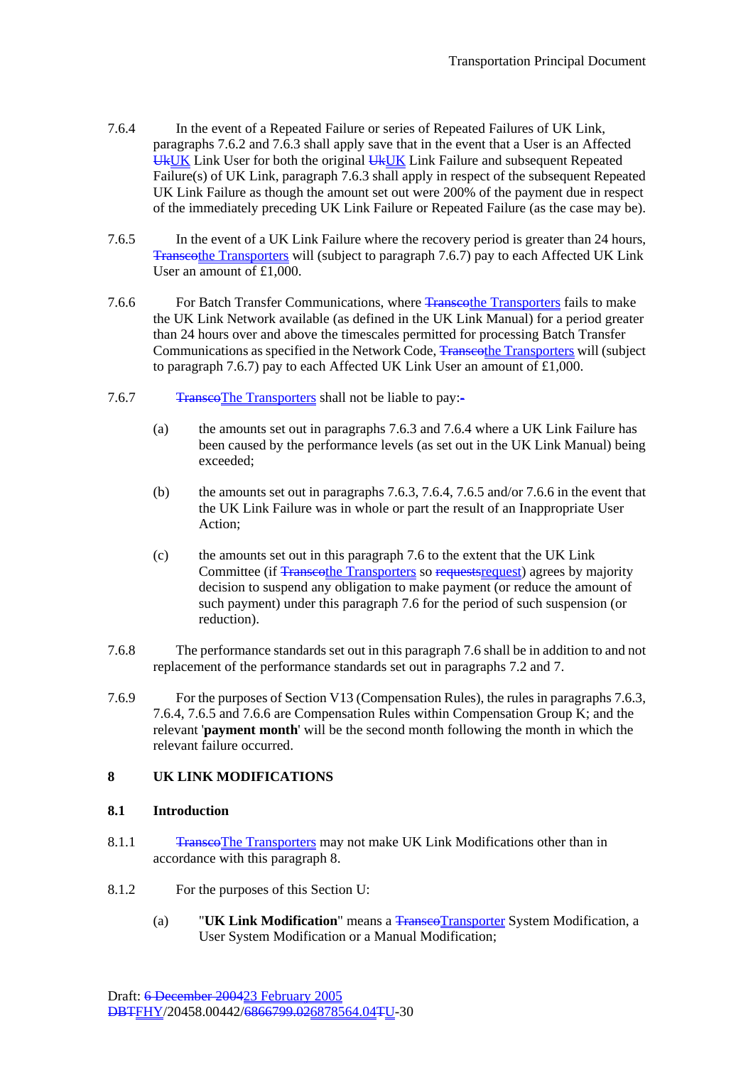7.6.4 In the event of a Repeated Failure or series of Repeated Failures of UK Link, paragraphs 7.6.2 and 7.6.3 shall apply save that in the event that a User is an Affected ~~Uk~~UK Link User for both the original ~~Uk~~UK Link Failure and subsequent Repeated Failure(s) of UK Link, paragraph 7.6.3 shall apply in respect of the subsequent Repeated UK Link Failure as though the amount set out were 200% of the payment due in respect of the immediately preceding UK Link Failure or Repeated Failure (as the case may be).

7.6.5 In the event of a UK Link Failure where the recovery period is greater than 24 hours, ~~Transco~~the Transporters will (subject to paragraph 7.6.7) pay to each Affected UK Link User an amount of £1,000.

7.6.6 For Batch Transfer Communications, where ~~Transco~~the Transporters fails to make the UK Link Network available (as defined in the UK Link Manual) for a period greater than 24 hours over and above the timescales permitted for processing Batch Transfer Communications as specified in the Network Code, ~~Transco~~the Transporters will (subject to paragraph 7.6.7) pay to each Affected UK Link User an amount of £1,000.

7.6.7 ~~Transco~~The Transporters shall not be liable to pay:~~-~~

(a) the amounts set out in paragraphs 7.6.3 and 7.6.4 where a UK Link Failure has been caused by the performance levels (as set out in the UK Link Manual) being exceeded;

(b) the amounts set out in paragraphs 7.6.3, 7.6.4, 7.6.5 and/or 7.6.6 in the event that the UK Link Failure was in whole or part the result of an Inappropriate User Action;

(c) the amounts set out in this paragraph 7.6 to the extent that the UK Link Committee (if ~~Transco~~the Transporters so ~~requests~~request) agrees by majority decision to suspend any obligation to make payment (or reduce the amount of such payment) under this paragraph 7.6 for the period of such suspension (or reduction).

7.6.8 The performance standards set out in this paragraph 7.6 shall be in addition to and not replacement of the performance standards set out in paragraphs 7.2 and 7.

7.6.9 For the purposes of Section V13 (Compensation Rules), the rules in paragraphs 7.6.3, 7.6.4, 7.6.5 and 7.6.6 are Compensation Rules within Compensation Group K; and the relevant '**payment month**' will be the second month following the month in which the relevant failure occurred.

## 8 UK LINK MODIFICATIONS

### 8.1 Introduction

8.1.1 ~~Transco~~The Transporters may not make UK Link Modifications other than in accordance with this paragraph 8.

8.1.2 For the purposes of this Section U:

(a) "**UK Link Modification**" means a ~~Transco~~Transporter System Modification, a User System Modification or a Manual Modification;

Draft: ~~6 December 2004~~23 February 2005
~~DBT~~FHY/20458.00442/~~6866799.02~~6878564.04~~T~~U-30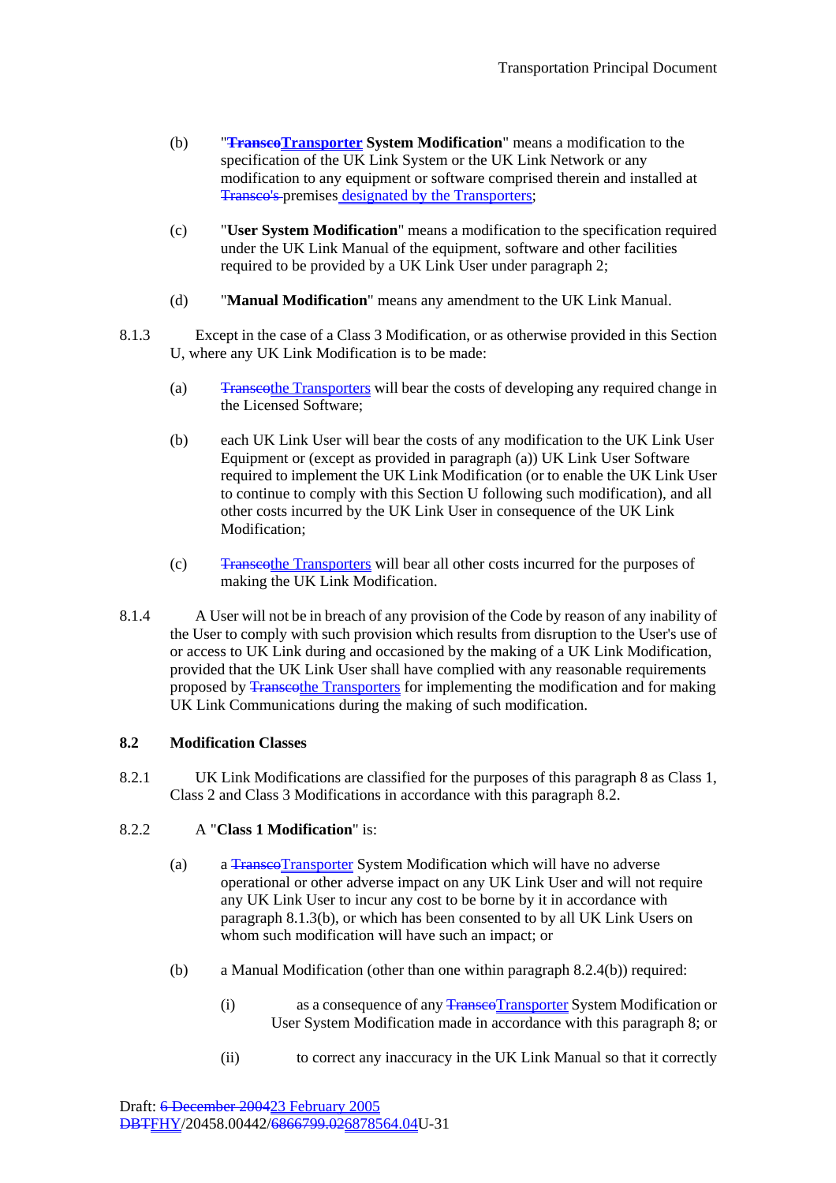(b) "~~**Transco**~~**Transporter System Modification**" means a modification to the specification of the UK Link System or the UK Link Network or any modification to any equipment or software comprised therein and installed at ~~Transco's~~ premises designated by the Transporters;

(c) "**User System Modification**" means a modification to the specification required under the UK Link Manual of the equipment, software and other facilities required to be provided by a UK Link User under paragraph 2;

(d) "**Manual Modification**" means any amendment to the UK Link Manual.

8.1.3 Except in the case of a Class 3 Modification, or as otherwise provided in this Section U, where any UK Link Modification is to be made:

(a) ~~Transco~~the Transporters will bear the costs of developing any required change in the Licensed Software;

(b) each UK Link User will bear the costs of any modification to the UK Link User Equipment or (except as provided in paragraph (a)) UK Link User Software required to implement the UK Link Modification (or to enable the UK Link User to continue to comply with this Section U following such modification), and all other costs incurred by the UK Link User in consequence of the UK Link Modification;

(c) ~~Transco~~the Transporters will bear all other costs incurred for the purposes of making the UK Link Modification.

8.1.4 A User will not be in breach of any provision of the Code by reason of any inability of the User to comply with such provision which results from disruption to the User's use of or access to UK Link during and occasioned by the making of a UK Link Modification, provided that the UK Link User shall have complied with any reasonable requirements proposed by ~~Transco~~the Transporters for implementing the modification and for making UK Link Communications during the making of such modification.

## 8.2 Modification Classes

8.2.1 UK Link Modifications are classified for the purposes of this paragraph 8 as Class 1, Class 2 and Class 3 Modifications in accordance with this paragraph 8.2.

8.2.2 A "**Class 1 Modification**" is:

(a) a ~~Transco~~Transporter System Modification which will have no adverse operational or other adverse impact on any UK Link User and will not require any UK Link User to incur any cost to be borne by it in accordance with paragraph 8.1.3(b), or which has been consented to by all UK Link Users on whom such modification will have such an impact; or

(b) a Manual Modification (other than one within paragraph 8.2.4(b)) required:

(i) as a consequence of any ~~Transco~~Transporter System Modification or User System Modification made in accordance with this paragraph 8; or

(ii) to correct any inaccuracy in the UK Link Manual so that it correctly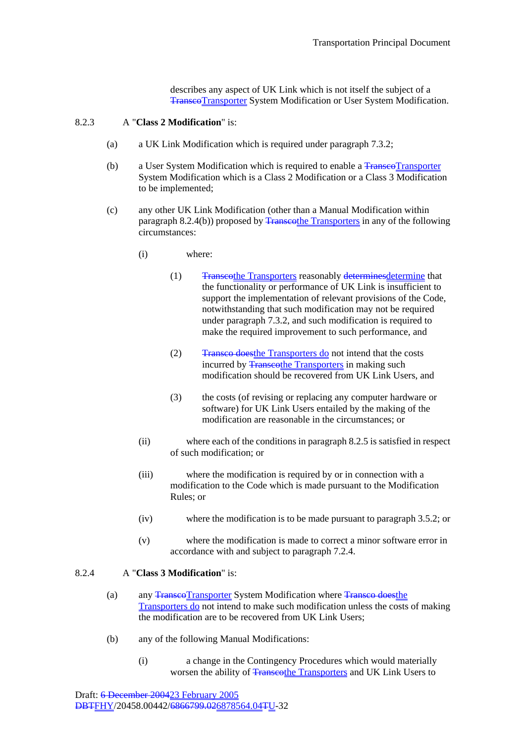describes any aspect of UK Link which is not itself the subject of a ~~Transco~~Transporter System Modification or User System Modification.

8.2.3 A "**Class 2 Modification**" is:

(a) a UK Link Modification which is required under paragraph 7.3.2;

(b) a User System Modification which is required to enable a ~~Transco~~Transporter System Modification which is a Class 2 Modification or a Class 3 Modification to be implemented;

(c) any other UK Link Modification (other than a Manual Modification within paragraph 8.2.4(b)) proposed by ~~Transco~~the Transporters in any of the following circumstances:

(i) where:

(1) ~~Transco~~the Transporters reasonably ~~determines~~determine that the functionality or performance of UK Link is insufficient to support the implementation of relevant provisions of the Code, notwithstanding that such modification may not be required under paragraph 7.3.2, and such modification is required to make the required improvement to such performance, and

(2) ~~Transco does~~the Transporters do not intend that the costs incurred by ~~Transco~~the Transporters in making such modification should be recovered from UK Link Users, and

(3) the costs (of revising or replacing any computer hardware or software) for UK Link Users entailed by the making of the modification are reasonable in the circumstances; or

(ii) where each of the conditions in paragraph 8.2.5 is satisfied in respect of such modification; or

(iii) where the modification is required by or in connection with a modification to the Code which is made pursuant to the Modification Rules; or

(iv) where the modification is to be made pursuant to paragraph 3.5.2; or

(v) where the modification is made to correct a minor software error in accordance with and subject to paragraph 7.2.4.

8.2.4 A "**Class 3 Modification**" is:

(a) any ~~Transco~~Transporter System Modification where ~~Transco does~~the Transporters do not intend to make such modification unless the costs of making the modification are to be recovered from UK Link Users;

(b) any of the following Manual Modifications:

(i) a change in the Contingency Procedures which would materially worsen the ability of ~~Transco~~the Transporters and UK Link Users to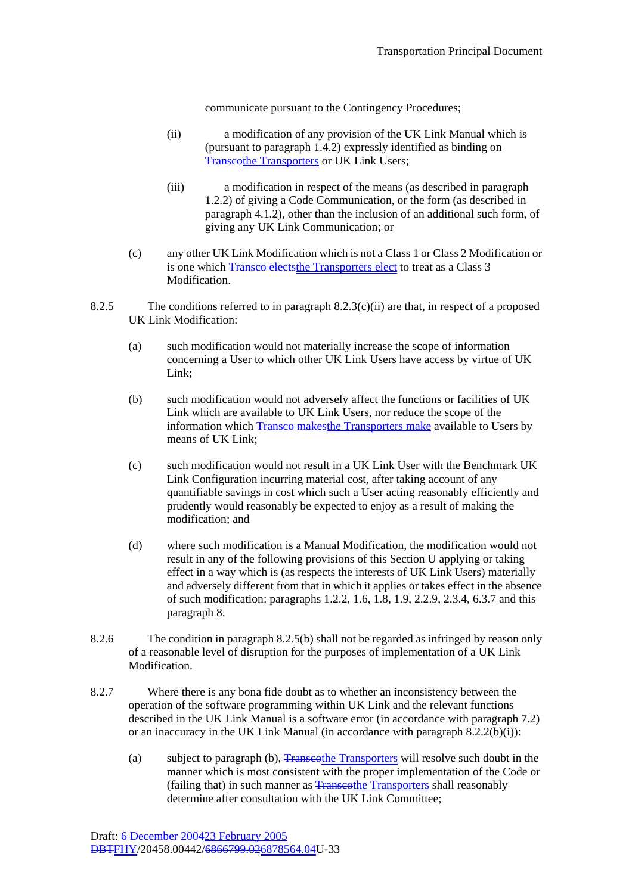communicate pursuant to the Contingency Procedures;

(ii) a modification of any provision of the UK Link Manual which is (pursuant to paragraph 1.4.2) expressly identified as binding on ~~Transco~~the Transporters or UK Link Users;

(iii) a modification in respect of the means (as described in paragraph 1.2.2) of giving a Code Communication, or the form (as described in paragraph 4.1.2), other than the inclusion of an additional such form, of giving any UK Link Communication; or

(c) any other UK Link Modification which is not a Class 1 or Class 2 Modification or is one which ~~Transco elects~~the Transporters elect to treat as a Class 3 Modification.

8.2.5 The conditions referred to in paragraph 8.2.3(c)(ii) are that, in respect of a proposed UK Link Modification:

(a) such modification would not materially increase the scope of information concerning a User to which other UK Link Users have access by virtue of UK Link;

(b) such modification would not adversely affect the functions or facilities of UK Link which are available to UK Link Users, nor reduce the scope of the information which ~~Transco makes~~the Transporters make available to Users by means of UK Link;

(c) such modification would not result in a UK Link User with the Benchmark UK Link Configuration incurring material cost, after taking account of any quantifiable savings in cost which such a User acting reasonably efficiently and prudently would reasonably be expected to enjoy as a result of making the modification; and

(d) where such modification is a Manual Modification, the modification would not result in any of the following provisions of this Section U applying or taking effect in a way which is (as respects the interests of UK Link Users) materially and adversely different from that in which it applies or takes effect in the absence of such modification: paragraphs 1.2.2, 1.6, 1.8, 1.9, 2.2.9, 2.3.4, 6.3.7 and this paragraph 8.

8.2.6 The condition in paragraph 8.2.5(b) shall not be regarded as infringed by reason only of a reasonable level of disruption for the purposes of implementation of a UK Link Modification.

8.2.7 Where there is any bona fide doubt as to whether an inconsistency between the operation of the software programming within UK Link and the relevant functions described in the UK Link Manual is a software error (in accordance with paragraph 7.2) or an inaccuracy in the UK Link Manual (in accordance with paragraph 8.2.2(b)(i)):

(a) subject to paragraph (b), ~~Transco~~the Transporters will resolve such doubt in the manner which is most consistent with the proper implementation of the Code or (failing that) in such manner as ~~Transco~~the Transporters shall reasonably determine after consultation with the UK Link Committee;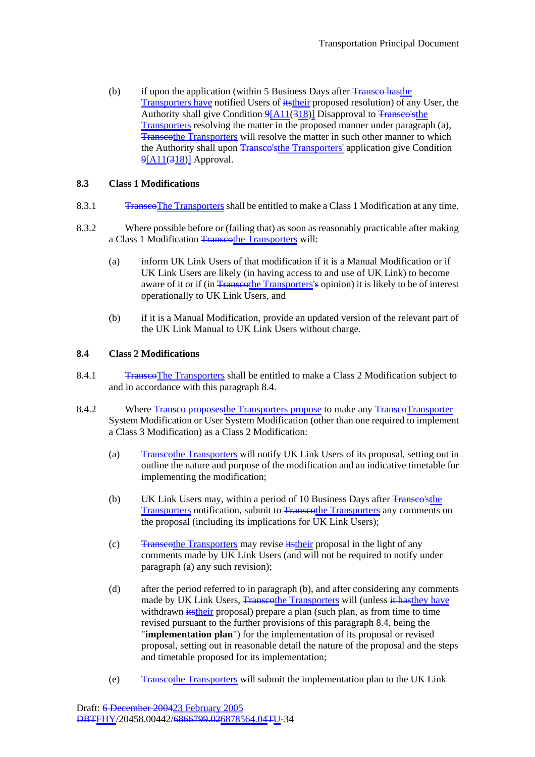(b) if upon the application (within 5 Business Days after ~~Transco has~~the Transporters have notified Users of ~~its~~their proposed resolution) of any User, the Authority shall give Condition ~~9~~[A11(~~3~~18)] Disapproval to ~~Transco's~~the Transporters resolving the matter in the proposed manner under paragraph (a), ~~Transco~~the Transporters will resolve the matter in such other manner to which the Authority shall upon ~~Transco's~~the Transporters' application give Condition ~~9~~[A11(~~3~~18)] Approval.

### 8.3 Class 1 Modifications

8.3.1 ~~Transco~~The Transporters shall be entitled to make a Class 1 Modification at any time.

8.3.2 Where possible before or (failing that) as soon as reasonably practicable after making a Class 1 Modification ~~Transco~~the Transporters will:

(a) inform UK Link Users of that modification if it is a Manual Modification or if UK Link Users are likely (in having access to and use of UK Link) to become aware of it or if (in ~~Transco~~the Transporters'~~s~~ opinion) it is likely to be of interest operationally to UK Link Users, and

(b) if it is a Manual Modification, provide an updated version of the relevant part of the UK Link Manual to UK Link Users without charge.

### 8.4 Class 2 Modifications

8.4.1 ~~Transco~~The Transporters shall be entitled to make a Class 2 Modification subject to and in accordance with this paragraph 8.4.

8.4.2 Where ~~Transco proposes~~the Transporters propose to make any ~~Transco~~Transporter System Modification or User System Modification (other than one required to implement a Class 3 Modification) as a Class 2 Modification:

(a) ~~Transco~~the Transporters will notify UK Link Users of its proposal, setting out in outline the nature and purpose of the modification and an indicative timetable for implementing the modification;

(b) UK Link Users may, within a period of 10 Business Days after ~~Transco's~~the Transporters notification, submit to ~~Transco~~the Transporters any comments on the proposal (including its implications for UK Link Users);

(c) ~~Transco~~the Transporters may revise ~~its~~their proposal in the light of any comments made by UK Link Users (and will not be required to notify under paragraph (a) any such revision);

(d) after the period referred to in paragraph (b), and after considering any comments made by UK Link Users, ~~Transco~~the Transporters will (unless ~~it has~~they have withdrawn ~~its~~their proposal) prepare a plan (such plan, as from time to time revised pursuant to the further provisions of this paragraph 8.4, being the "**implementation plan**") for the implementation of its proposal or revised proposal, setting out in reasonable detail the nature of the proposal and the steps and timetable proposed for its implementation;

(e) ~~Transco~~the Transporters will submit the implementation plan to the UK Link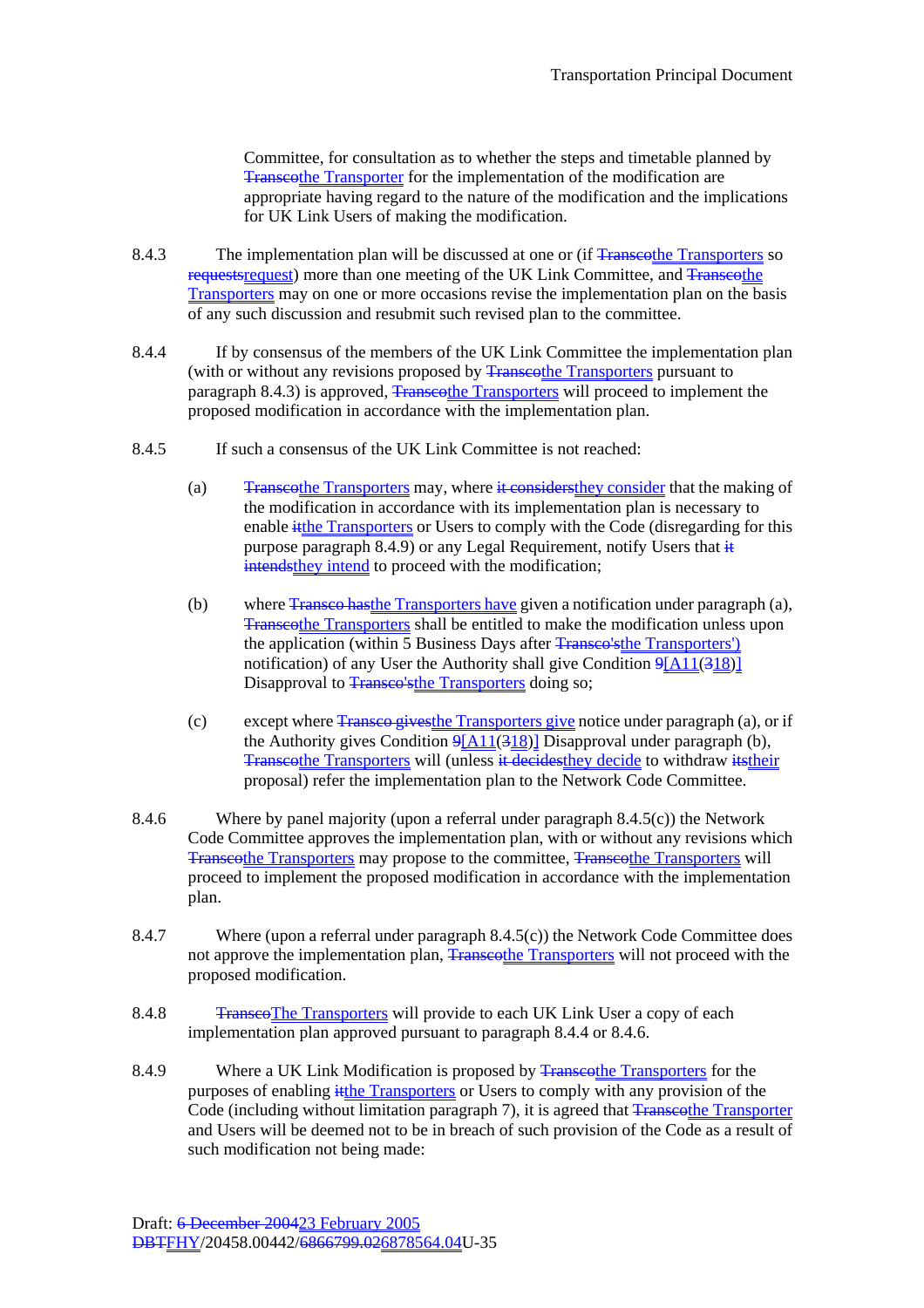Committee, for consultation as to whether the steps and timetable planned by ~~Transco~~the Transporter for the implementation of the modification are appropriate having regard to the nature of the modification and the implications for UK Link Users of making the modification.

8.4.3 The implementation plan will be discussed at one or (if ~~Transco~~the Transporters so ~~requests~~request) more than one meeting of the UK Link Committee, and ~~Transco~~the Transporters may on one or more occasions revise the implementation plan on the basis of any such discussion and resubmit such revised plan to the committee.

8.4.4 If by consensus of the members of the UK Link Committee the implementation plan (with or without any revisions proposed by ~~Transco~~the Transporters pursuant to paragraph 8.4.3) is approved, ~~Transco~~the Transporters will proceed to implement the proposed modification in accordance with the implementation plan.

8.4.5 If such a consensus of the UK Link Committee is not reached:

(a) ~~Transco~~the Transporters may, where ~~it considers~~they consider that the making of the modification in accordance with its implementation plan is necessary to enable ~~it~~the Transporters or Users to comply with the Code (disregarding for this purpose paragraph 8.4.9) or any Legal Requirement, notify Users that ~~it intends~~they intend to proceed with the modification;

(b) where ~~Transco has~~the Transporters have given a notification under paragraph (a), ~~Transco~~the Transporters shall be entitled to make the modification unless upon the application (within 5 Business Days after ~~Transco's~~the Transporters') notification) of any User the Authority shall give Condition ~~9~~[A11(~~3~~18)] Disapproval to ~~Transco's~~the Transporters doing so;

(c) except where ~~Transco gives~~the Transporters give notice under paragraph (a), or if the Authority gives Condition ~~9~~[A11(~~3~~18)] Disapproval under paragraph (b), ~~Transco~~the Transporters will (unless ~~it decides~~they decide to withdraw ~~its~~their proposal) refer the implementation plan to the Network Code Committee.

8.4.6 Where by panel majority (upon a referral under paragraph 8.4.5(c)) the Network Code Committee approves the implementation plan, with or without any revisions which ~~Transco~~the Transporters may propose to the committee, ~~Transco~~the Transporters will proceed to implement the proposed modification in accordance with the implementation plan.

8.4.7 Where (upon a referral under paragraph 8.4.5(c)) the Network Code Committee does not approve the implementation plan, ~~Transco~~the Transporters will not proceed with the proposed modification.

8.4.8 ~~Transco~~The Transporters will provide to each UK Link User a copy of each implementation plan approved pursuant to paragraph 8.4.4 or 8.4.6.

8.4.9 Where a UK Link Modification is proposed by ~~Transco~~the Transporters for the purposes of enabling ~~it~~the Transporters or Users to comply with any provision of the Code (including without limitation paragraph 7), it is agreed that ~~Transco~~the Transporter and Users will be deemed not to be in breach of such provision of the Code as a result of such modification not being made: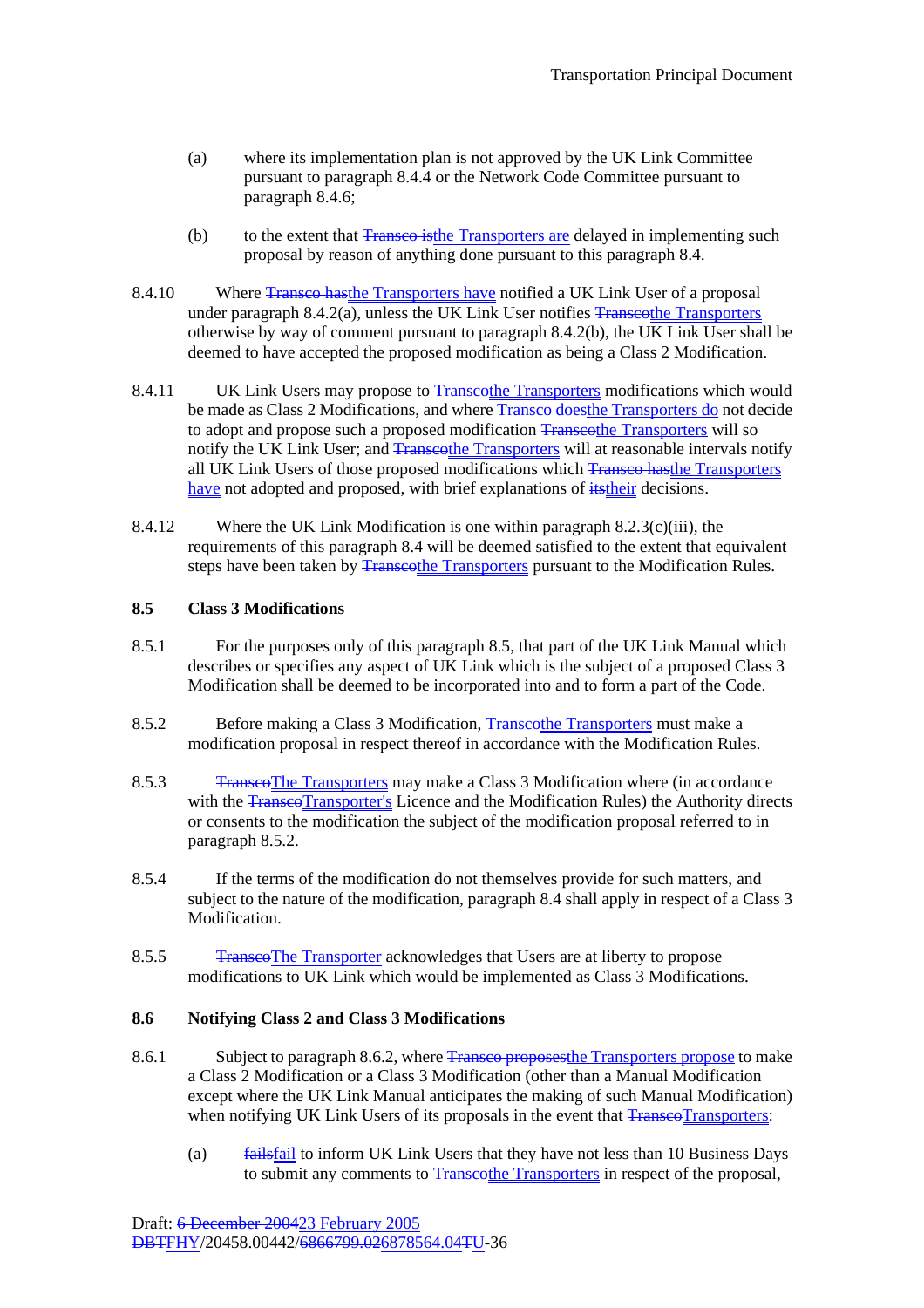(a) where its implementation plan is not approved by the UK Link Committee pursuant to paragraph 8.4.4 or the Network Code Committee pursuant to paragraph 8.4.6;

(b) to the extent that ~~Transco is~~the Transporters are delayed in implementing such proposal by reason of anything done pursuant to this paragraph 8.4.

8.4.10 Where ~~Transco has~~the Transporters have notified a UK Link User of a proposal under paragraph 8.4.2(a), unless the UK Link User notifies ~~Transco~~the Transporters otherwise by way of comment pursuant to paragraph 8.4.2(b), the UK Link User shall be deemed to have accepted the proposed modification as being a Class 2 Modification.

8.4.11 UK Link Users may propose to ~~Transco~~the Transporters modifications which would be made as Class 2 Modifications, and where ~~Transco does~~the Transporters do not decide to adopt and propose such a proposed modification ~~Transco~~the Transporters will so notify the UK Link User; and ~~Transco~~the Transporters will at reasonable intervals notify all UK Link Users of those proposed modifications which ~~Transco has~~the Transporters have not adopted and proposed, with brief explanations of ~~its~~their decisions.

8.4.12 Where the UK Link Modification is one within paragraph 8.2.3(c)(iii), the requirements of this paragraph 8.4 will be deemed satisfied to the extent that equivalent steps have been taken by ~~Transco~~the Transporters pursuant to the Modification Rules.

**8.5 Class 3 Modifications**

8.5.1 For the purposes only of this paragraph 8.5, that part of the UK Link Manual which describes or specifies any aspect of UK Link which is the subject of a proposed Class 3 Modification shall be deemed to be incorporated into and to form a part of the Code.

8.5.2 Before making a Class 3 Modification, ~~Transco~~the Transporters must make a modification proposal in respect thereof in accordance with the Modification Rules.

8.5.3 ~~Transco~~The Transporters may make a Class 3 Modification where (in accordance with the ~~Transco~~Transporter's Licence and the Modification Rules) the Authority directs or consents to the modification the subject of the modification proposal referred to in paragraph 8.5.2.

8.5.4 If the terms of the modification do not themselves provide for such matters, and subject to the nature of the modification, paragraph 8.4 shall apply in respect of a Class 3 Modification.

8.5.5 ~~Transco~~The Transporter acknowledges that Users are at liberty to propose modifications to UK Link which would be implemented as Class 3 Modifications.

**8.6 Notifying Class 2 and Class 3 Modifications**

8.6.1 Subject to paragraph 8.6.2, where ~~Transco proposes~~the Transporters propose to make a Class 2 Modification or a Class 3 Modification (other than a Manual Modification except where the UK Link Manual anticipates the making of such Manual Modification) when notifying UK Link Users of its proposals in the event that ~~Transco~~Transporters:

(a) ~~fails~~fail to inform UK Link Users that they have not less than 10 Business Days to submit any comments to ~~Transco~~the Transporters in respect of the proposal,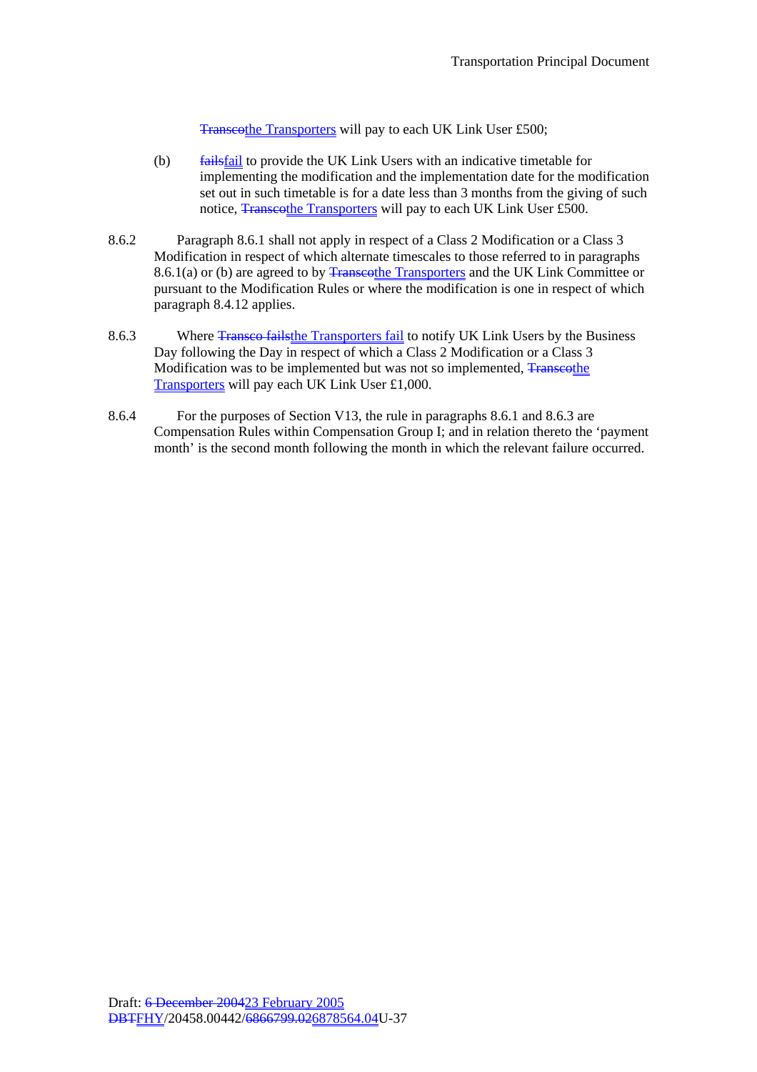~~Transco~~the Transporters will pay to each UK Link User £500;

(b) ~~fails~~fail to provide the UK Link Users with an indicative timetable for implementing the modification and the implementation date for the modification set out in such timetable is for a date less than 3 months from the giving of such notice, ~~Transco~~the Transporters will pay to each UK Link User £500.

8.6.2 Paragraph 8.6.1 shall not apply in respect of a Class 2 Modification or a Class 3 Modification in respect of which alternate timescales to those referred to in paragraphs 8.6.1(a) or (b) are agreed to by ~~Transco~~the Transporters and the UK Link Committee or pursuant to the Modification Rules or where the modification is one in respect of which paragraph 8.4.12 applies.

8.6.3 Where ~~Transco fails~~the Transporters fail to notify UK Link Users by the Business Day following the Day in respect of which a Class 2 Modification or a Class 3 Modification was to be implemented but was not so implemented, ~~Transco~~the Transporters will pay each UK Link User £1,000.

8.6.4 For the purposes of Section V13, the rule in paragraphs 8.6.1 and 8.6.3 are Compensation Rules within Compensation Group I; and in relation thereto the 'payment month' is the second month following the month in which the relevant failure occurred.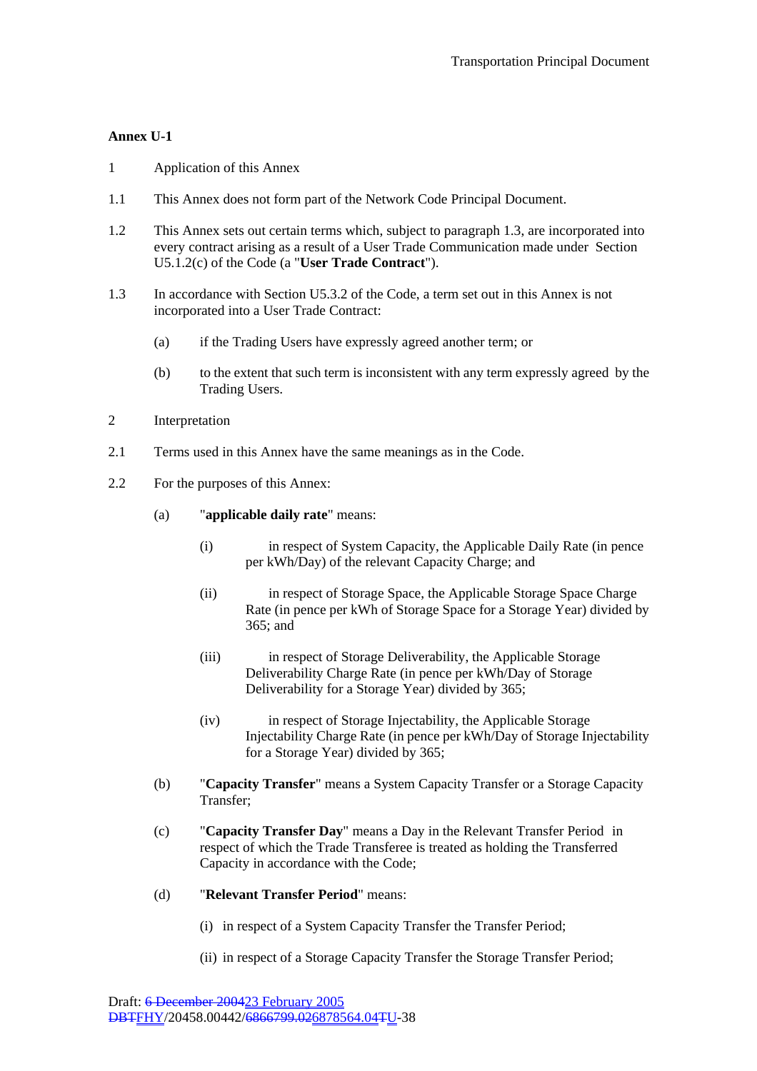**Annex U-1**

1 Application of this Annex

1.1 This Annex does not form part of the Network Code Principal Document.

1.2 This Annex sets out certain terms which, subject to paragraph 1.3, are incorporated into every contract arising as a result of a User Trade Communication made under Section U5.1.2(c) of the Code (a "**User Trade Contract**").

1.3 In accordance with Section U5.3.2 of the Code, a term set out in this Annex is not incorporated into a User Trade Contract:

(a) if the Trading Users have expressly agreed another term; or

(b) to the extent that such term is inconsistent with any term expressly agreed by the Trading Users.

2 Interpretation

2.1 Terms used in this Annex have the same meanings as in the Code.

2.2 For the purposes of this Annex:

(a) "**applicable daily rate**" means:

(i) in respect of System Capacity, the Applicable Daily Rate (in pence per kWh/Day) of the relevant Capacity Charge; and

(ii) in respect of Storage Space, the Applicable Storage Space Charge Rate (in pence per kWh of Storage Space for a Storage Year) divided by 365; and

(iii) in respect of Storage Deliverability, the Applicable Storage Deliverability Charge Rate (in pence per kWh/Day of Storage Deliverability for a Storage Year) divided by 365;

(iv) in respect of Storage Injectability, the Applicable Storage Injectability Charge Rate (in pence per kWh/Day of Storage Injectability for a Storage Year) divided by 365;

(b) "**Capacity Transfer**" means a System Capacity Transfer or a Storage Capacity Transfer;

(c) "**Capacity Transfer Day**" means a Day in the Relevant Transfer Period in respect of which the Trade Transferee is treated as holding the Transferred Capacity in accordance with the Code;

(d) "**Relevant Transfer Period**" means:

(i) in respect of a System Capacity Transfer the Transfer Period;

(ii) in respect of a Storage Capacity Transfer the Storage Transfer Period;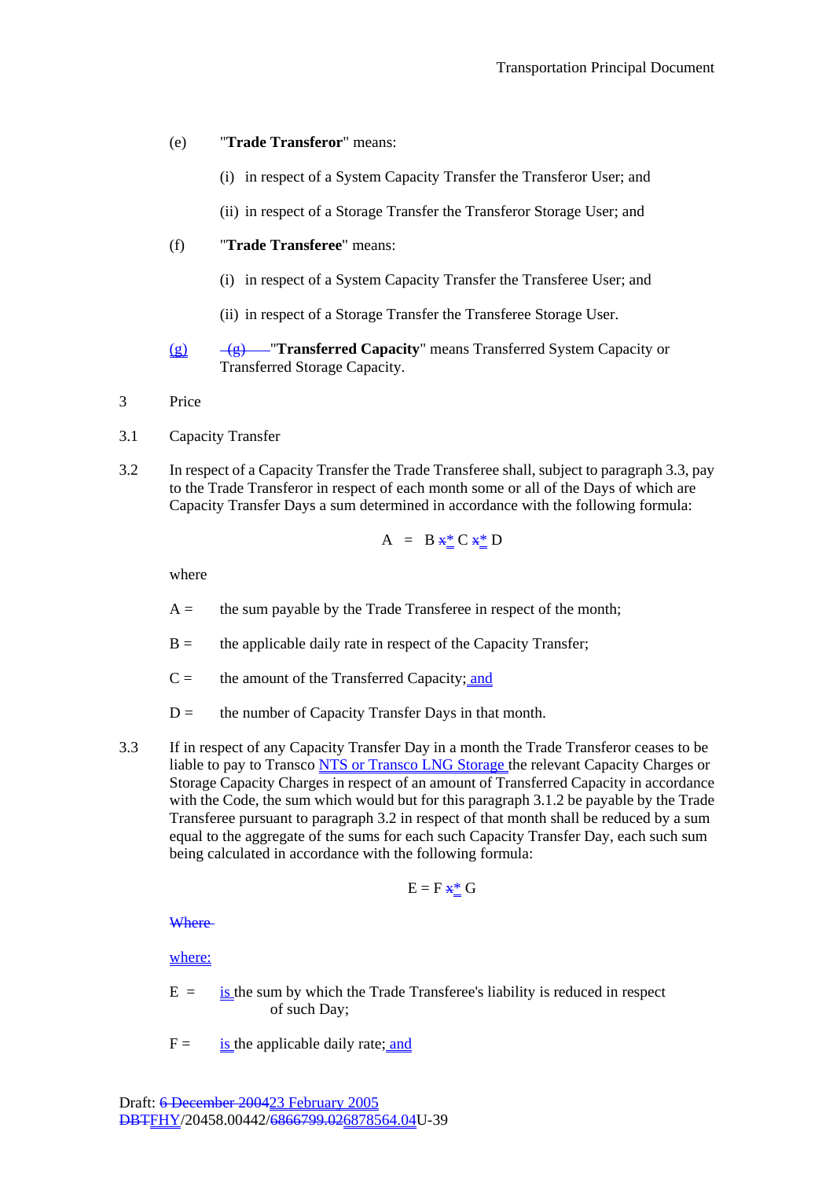(e) "**Trade Transferor**" means:

(i) in respect of a System Capacity Transfer the Transferor User; and

(ii) in respect of a Storage Transfer the Transferor Storage User; and

(f) "**Trade Transferee**" means:

(i) in respect of a System Capacity Transfer the Transferee User; and

(ii) in respect of a Storage Transfer the Transferee Storage User.

(g) ~~(g)~~ "**Transferred Capacity**" means Transferred System Capacity or Transferred Storage Capacity.

3 Price

3.1 Capacity Transfer

3.2 In respect of a Capacity Transfer the Trade Transferee shall, subject to paragraph 3.3, pay to the Trade Transferor in respect of each month some or all of the Days of which are Capacity Transfer Days a sum determined in accordance with the following formula:

$$A = B \; \text{~~x~~} * \; C \; \text{~~x~~} * \; D$$

where

A = the sum payable by the Trade Transferee in respect of the month;

B = the applicable daily rate in respect of the Capacity Transfer;

C = the amount of the Transferred Capacity; and

D = the number of Capacity Transfer Days in that month.

3.3 If in respect of any Capacity Transfer Day in a month the Trade Transferor ceases to be liable to pay to Transco NTS or Transco LNG Storage the relevant Capacity Charges or Storage Capacity Charges in respect of an amount of Transferred Capacity in accordance with the Code, the sum which would but for this paragraph 3.1.2 be payable by the Trade Transferee pursuant to paragraph 3.2 in respect of that month shall be reduced by a sum equal to the aggregate of the sums for each such Capacity Transfer Day, each such sum being calculated in accordance with the following formula:

$$E = F \; \text{~~x~~} * \; G$$

~~Where~~

where:

E = is the sum by which the Trade Transferee's liability is reduced in respect of such Day;

F = is the applicable daily rate; and

Draft: ~~6 December 2004~~23 February 2005
~~DBTF~~HY/20458.00442/~~6866799.02~~6878564.04U-39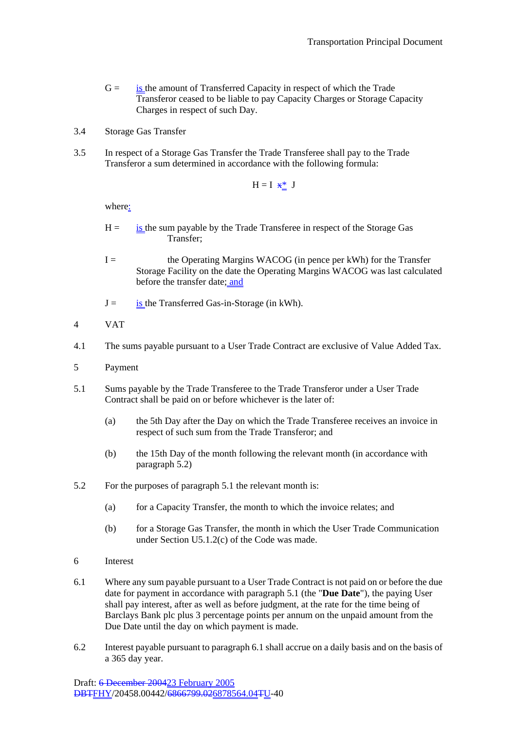G = is the amount of Transferred Capacity in respect of which the Trade Transferor ceased to be liable to pay Capacity Charges or Storage Capacity Charges in respect of such Day.

3.4 Storage Gas Transfer

3.5 In respect of a Storage Gas Transfer the Trade Transferee shall pay to the Trade Transferor a sum determined in accordance with the following formula:

$$H = I \; x * \; J$$

where:

H = is the sum payable by the Trade Transferee in respect of the Storage Gas Transfer;

I = the Operating Margins WACOG (in pence per kWh) for the Transfer Storage Facility on the date the Operating Margins WACOG was last calculated before the transfer date; and

J = is the Transferred Gas-in-Storage (in kWh).

4 VAT

4.1 The sums payable pursuant to a User Trade Contract are exclusive of Value Added Tax.

5 Payment

5.1 Sums payable by the Trade Transferee to the Trade Transferor under a User Trade Contract shall be paid on or before whichever is the later of:

(a) the 5th Day after the Day on which the Trade Transferee receives an invoice in respect of such sum from the Trade Transferor; and

(b) the 15th Day of the month following the relevant month (in accordance with paragraph 5.2)

5.2 For the purposes of paragraph 5.1 the relevant month is:

(a) for a Capacity Transfer, the month to which the invoice relates; and

(b) for a Storage Gas Transfer, the month in which the User Trade Communication under Section U5.1.2(c) of the Code was made.

6 Interest

6.1 Where any sum payable pursuant to a User Trade Contract is not paid on or before the due date for payment in accordance with paragraph 5.1 (the "**Due Date**"), the paying User shall pay interest, after as well as before judgment, at the rate for the time being of Barclays Bank plc plus 3 percentage points per annum on the unpaid amount from the Due Date until the day on which payment is made.

6.2 Interest payable pursuant to paragraph 6.1 shall accrue on a daily basis and on the basis of a 365 day year.

Draft: 6 December 200423 February 2005
DBTFHY/20458.00442/6866799.026878564.04TU-40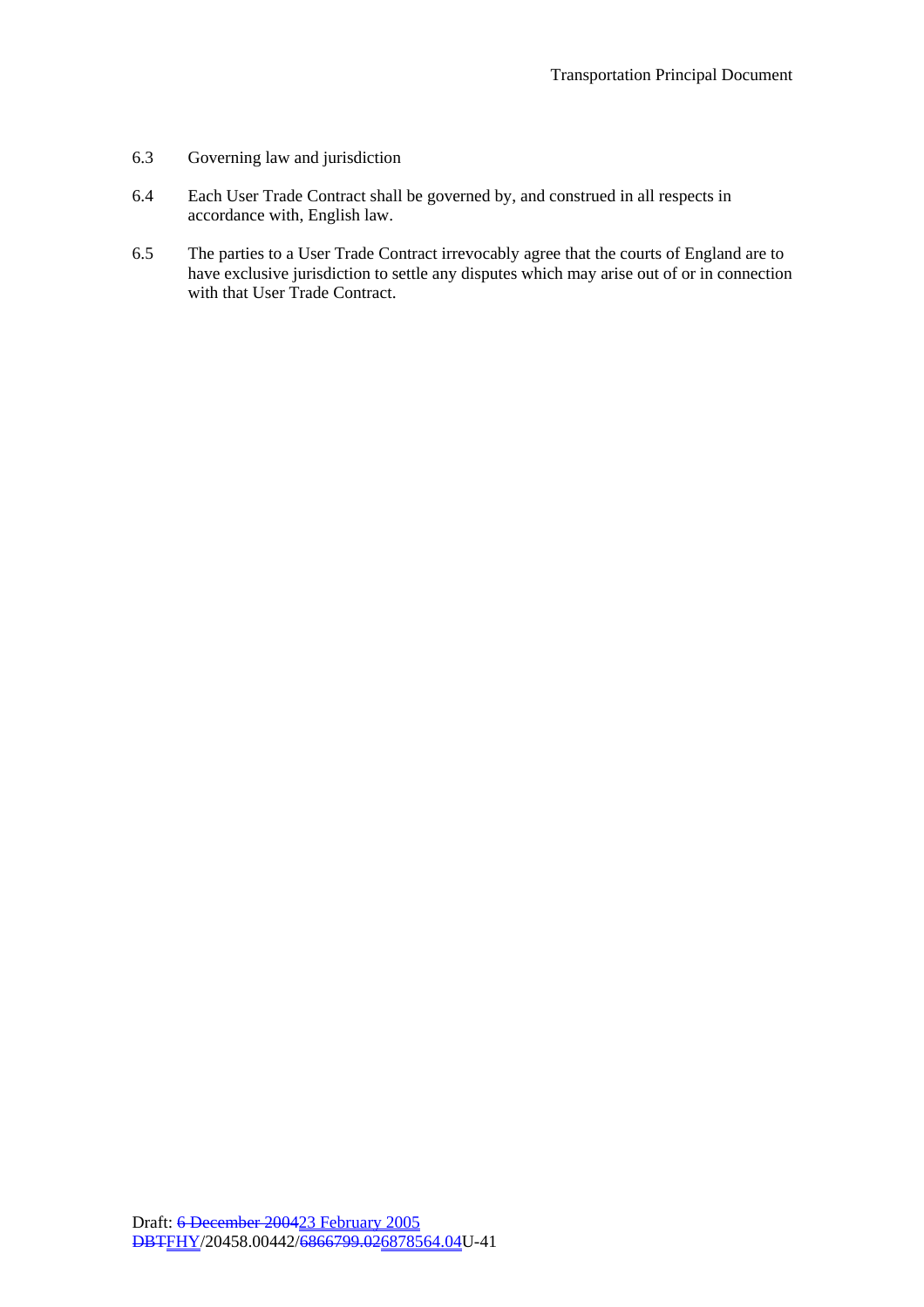6.3 Governing law and jurisdiction

6.4 Each User Trade Contract shall be governed by, and construed in all respects in accordance with, English law.

6.5 The parties to a User Trade Contract irrevocably agree that the courts of England are to have exclusive jurisdiction to settle any disputes which may arise out of or in connection with that User Trade Contract.